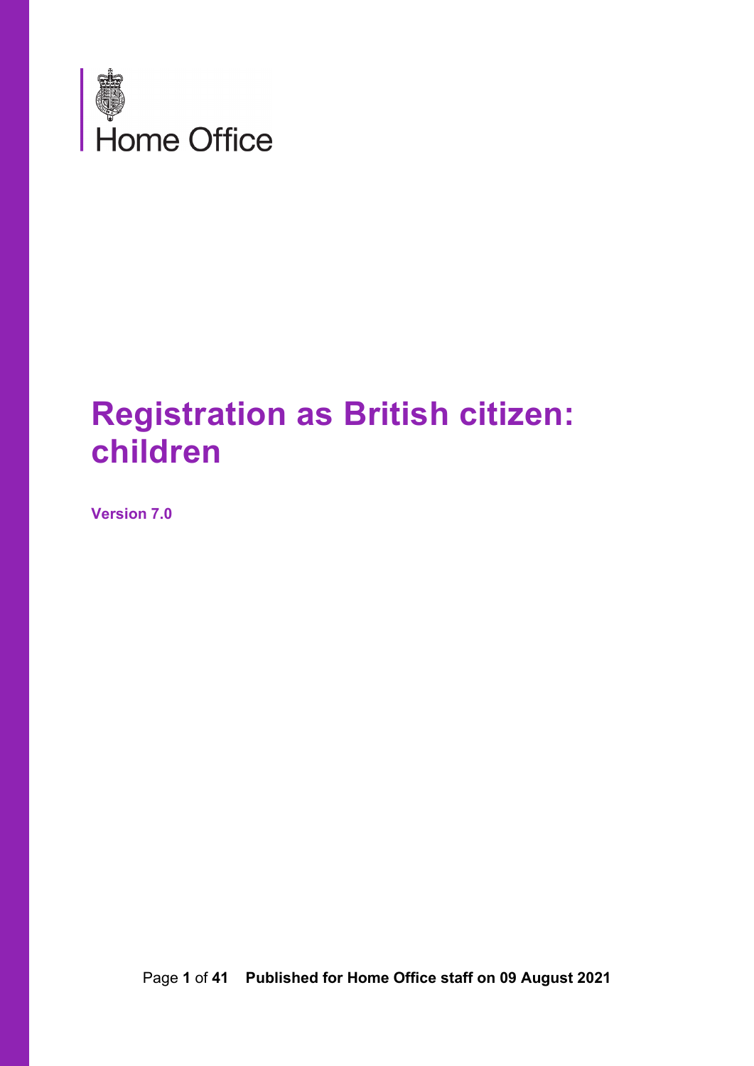Home Office

# Registration as British citizen: children

**Version 7.0**

**Published for Home Office staff on 09 August 2021**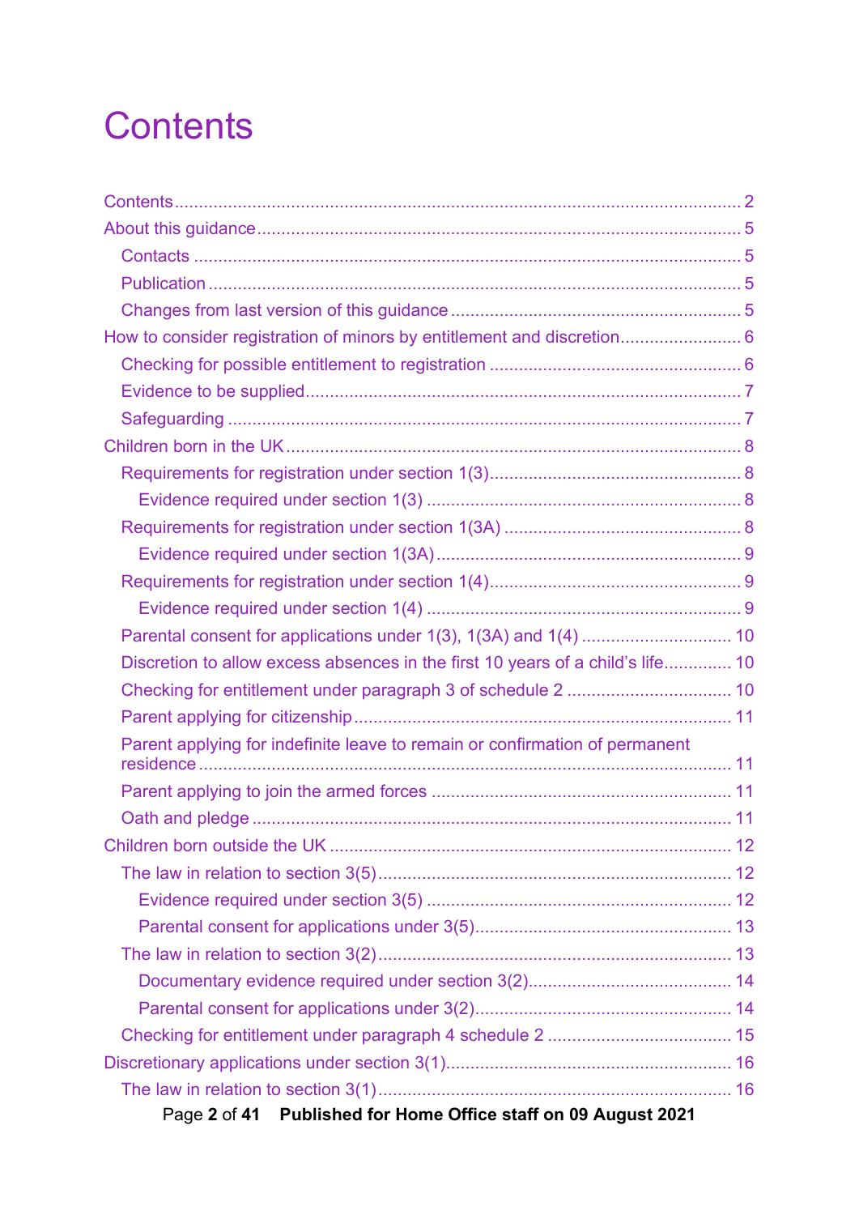# Contents

- Contents ... 2
- About this guidance ... 5
  - Contacts ... 5
  - Publication ... 5
  - Changes from last version of this guidance ... 5
- How to consider registration of minors by entitlement and discretion ... 6
  - Checking for possible entitlement to registration ... 6
  - Evidence to be supplied ... 7
  - Safeguarding ... 7
- Children born in the UK ... 8
  - Requirements for registration under section 1(3) ... 8
    - Evidence required under section 1(3) ... 8
  - Requirements for registration under section 1(3A) ... 8
    - Evidence required under section 1(3A) ... 9
  - Requirements for registration under section 1(4) ... 9
    - Evidence required under section 1(4) ... 9
  - Parental consent for applications under 1(3), 1(3A) and 1(4) ... 10
  - Discretion to allow excess absences in the first 10 years of a child's life ... 10
  - Checking for entitlement under paragraph 3 of schedule 2 ... 10
  - Parent applying for citizenship ... 11
  - Parent applying for indefinite leave to remain or confirmation of permanent residence ... 11
  - Parent applying to join the armed forces ... 11
  - Oath and pledge ... 11
- Children born outside the UK ... 12
  - The law in relation to section 3(5) ... 12
    - Evidence required under section 3(5) ... 12
    - Parental consent for applications under 3(5) ... 13
  - The law in relation to section 3(2) ... 13
    - Documentary evidence required under section 3(2) ... 14
    - Parental consent for applications under 3(2) ... 14
  - Checking for entitlement under paragraph 4 schedule 2 ... 15
- Discretionary applications under section 3(1) ... 16
  - The law in relation to section 3(1) ... 16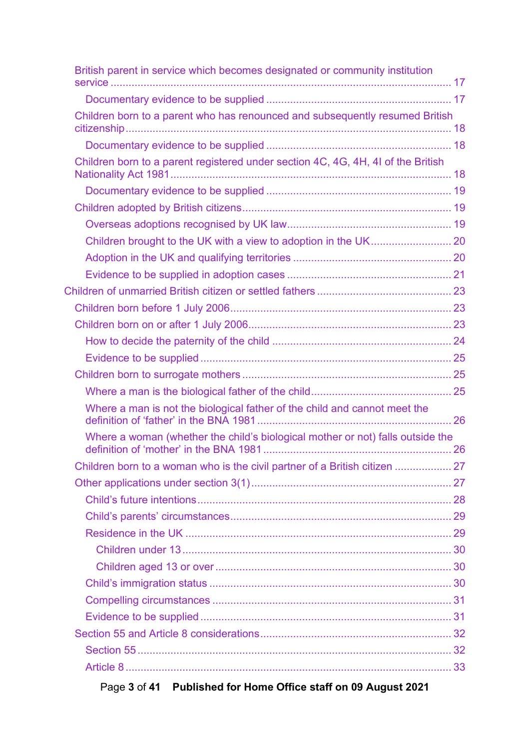- British parent in service which becomes designated or community institution service ... 17
  - Documentary evidence to be supplied ... 17
- Children born to a parent who has renounced and subsequently resumed British citizenship ... 18
  - Documentary evidence to be supplied ... 18
- Children born to a parent registered under section 4C, 4G, 4H, 4I of the British Nationality Act 1981 ... 18
  - Documentary evidence to be supplied ... 19
- Children adopted by British citizens ... 19
  - Overseas adoptions recognised by UK law ... 19
  - Children brought to the UK with a view to adoption in the UK ... 20
  - Adoption in the UK and qualifying territories ... 20
  - Evidence to be supplied in adoption cases ... 21

Children of unmarried British citizen or settled fathers ... 23

- Children born before 1 July 2006 ... 23
- Children born on or after 1 July 2006 ... 23
  - How to decide the paternity of the child ... 24
  - Evidence to be supplied ... 25
- Children born to surrogate mothers ... 25
  - Where a man is the biological father of the child ... 25
  - Where a man is not the biological father of the child and cannot meet the definition of 'father' in the BNA 1981 ... 26
  - Where a woman (whether the child's biological mother or not) falls outside the definition of 'mother' in the BNA 1981 ... 26
- Children born to a woman who is the civil partner of a British citizen ... 27
- Other applications under section 3(1) ... 27
  - Child's future intentions ... 28
  - Child's parents' circumstances ... 29
  - Residence in the UK ... 29
    - Children under 13 ... 30
    - Children aged 13 or over ... 30
  - Child's immigration status ... 30
  - Compelling circumstances ... 31
  - Evidence to be supplied ... 31
- Section 55 and Article 8 considerations ... 32
  - Section 55 ... 32
  - Article 8 ... 33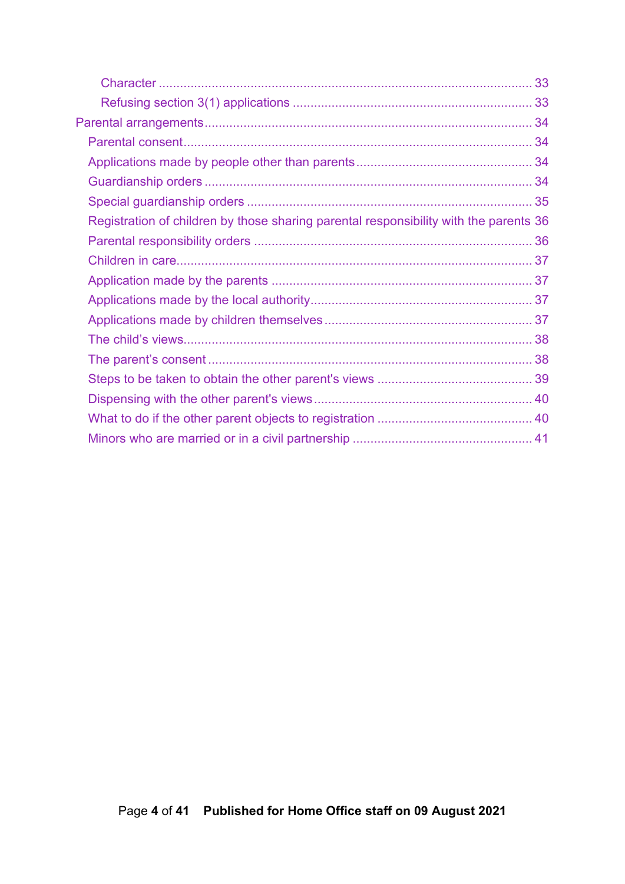- Character ... 33
- Refusing section 3(1) applications ... 33

Parental arrangements ... 34

- Parental consent ... 34
- Applications made by people other than parents ... 34
- Guardianship orders ... 34
- Special guardianship orders ... 35
- Registration of children by those sharing parental responsibility with the parents 36
- Parental responsibility orders ... 36
- Children in care ... 37
- Application made by the parents ... 37
- Applications made by the local authority ... 37
- Applications made by children themselves ... 37
- The child's views ... 38
- The parent's consent ... 38
- Steps to be taken to obtain the other parent's views ... 39
- Dispensing with the other parent's views ... 40
- What to do if the other parent objects to registration ... 40
- Minors who are married or in a civil partnership ... 41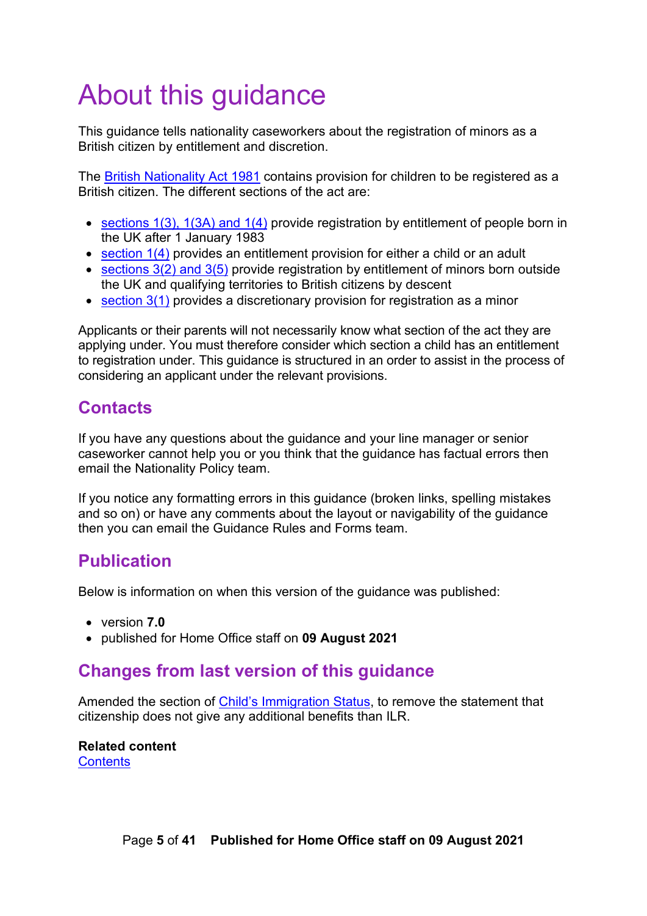# About this guidance

This guidance tells nationality caseworkers about the registration of minors as a British citizen by entitlement and discretion.

The British Nationality Act 1981 contains provision for children to be registered as a British citizen. The different sections of the act are:

- sections 1(3), 1(3A) and 1(4) provide registration by entitlement of people born in the UK after 1 January 1983
- section 1(4) provides an entitlement provision for either a child or an adult
- sections 3(2) and 3(5) provide registration by entitlement of minors born outside the UK and qualifying territories to British citizens by descent
- section 3(1) provides a discretionary provision for registration as a minor

Applicants or their parents will not necessarily know what section of the act they are applying under. You must therefore consider which section a child has an entitlement to registration under. This guidance is structured in an order to assist in the process of considering an applicant under the relevant provisions.

## Contacts

If you have any questions about the guidance and your line manager or senior caseworker cannot help you or you think that the guidance has factual errors then email the Nationality Policy team.

If you notice any formatting errors in this guidance (broken links, spelling mistakes and so on) or have any comments about the layout or navigability of the guidance then you can email the Guidance Rules and Forms team.

## Publication

Below is information on when this version of the guidance was published:

- version **7.0**
- published for Home Office staff on **09 August 2021**

## Changes from last version of this guidance

Amended the section of Child's Immigration Status, to remove the statement that citizenship does not give any additional benefits than ILR.

**Related content**
Contents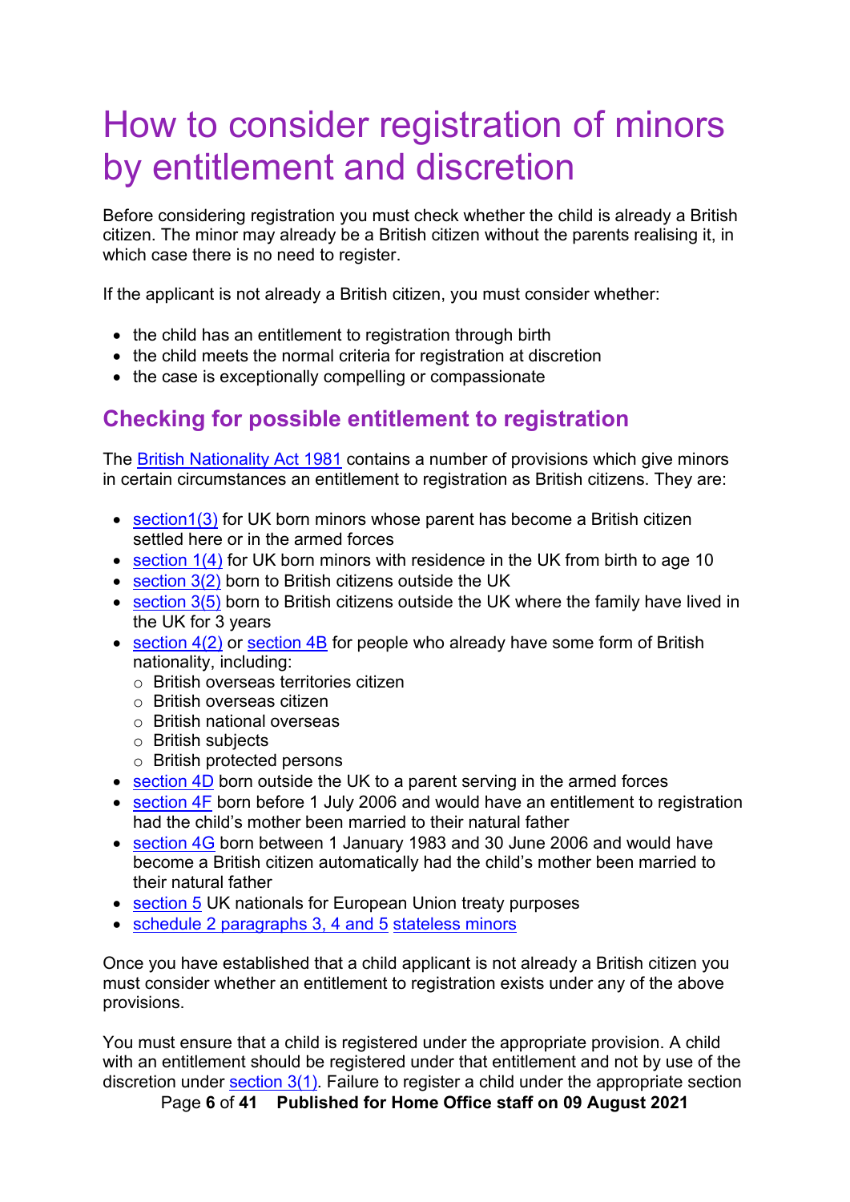# How to consider registration of minors by entitlement and discretion

Before considering registration you must check whether the child is already a British citizen. The minor may already be a British citizen without the parents realising it, in which case there is no need to register.

If the applicant is not already a British citizen, you must consider whether:

- the child has an entitlement to registration through birth
- the child meets the normal criteria for registration at discretion
- the case is exceptionally compelling or compassionate

## Checking for possible entitlement to registration

The British Nationality Act 1981 contains a number of provisions which give minors in certain circumstances an entitlement to registration as British citizens. They are:

- section1(3) for UK born minors whose parent has become a British citizen settled here or in the armed forces
- section 1(4) for UK born minors with residence in the UK from birth to age 10
- section 3(2) born to British citizens outside the UK
- section 3(5) born to British citizens outside the UK where the family have lived in the UK for 3 years
- section 4(2) or section 4B for people who already have some form of British nationality, including:
  - British overseas territories citizen
  - British overseas citizen
  - British national overseas
  - British subjects
  - British protected persons
- section 4D born outside the UK to a parent serving in the armed forces
- section 4F born before 1 July 2006 and would have an entitlement to registration had the child's mother been married to their natural father
- section 4G born between 1 January 1983 and 30 June 2006 and would have become a British citizen automatically had the child's mother been married to their natural father
- section 5 UK nationals for European Union treaty purposes
- schedule 2 paragraphs 3, 4 and 5 stateless minors

Once you have established that a child applicant is not already a British citizen you must consider whether an entitlement to registration exists under any of the above provisions.

You must ensure that a child is registered under the appropriate provision. A child with an entitlement should be registered under that entitlement and not by use of the discretion under section 3(1). Failure to register a child under the appropriate section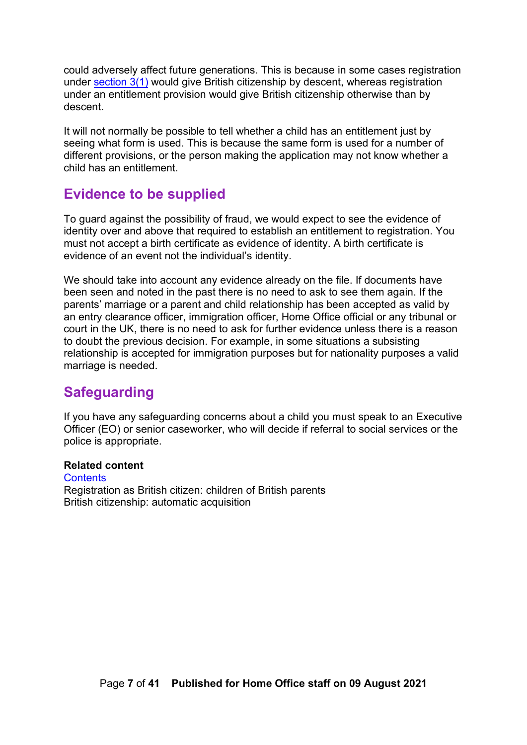could adversely affect future generations. This is because in some cases registration under [section 3(1)](#) would give British citizenship by descent, whereas registration under an entitlement provision would give British citizenship otherwise than by descent.

It will not normally be possible to tell whether a child has an entitlement just by seeing what form is used. This is because the same form is used for a number of different provisions, or the person making the application may not know whether a child has an entitlement.

## Evidence to be supplied

To guard against the possibility of fraud, we would expect to see the evidence of identity over and above that required to establish an entitlement to registration. You must not accept a birth certificate as evidence of identity. A birth certificate is evidence of an event not the individual's identity.

We should take into account any evidence already on the file. If documents have been seen and noted in the past there is no need to ask to see them again. If the parents' marriage or a parent and child relationship has been accepted as valid by an entry clearance officer, immigration officer, Home Office official or any tribunal or court in the UK, there is no need to ask for further evidence unless there is a reason to doubt the previous decision. For example, in some situations a subsisting relationship is accepted for immigration purposes but for nationality purposes a valid marriage is needed.

## Safeguarding

If you have any safeguarding concerns about a child you must speak to an Executive Officer (EO) or senior caseworker, who will decide if referral to social services or the police is appropriate.

**Related content**
[Contents](#)
Registration as British citizen: children of British parents
British citizenship: automatic acquisition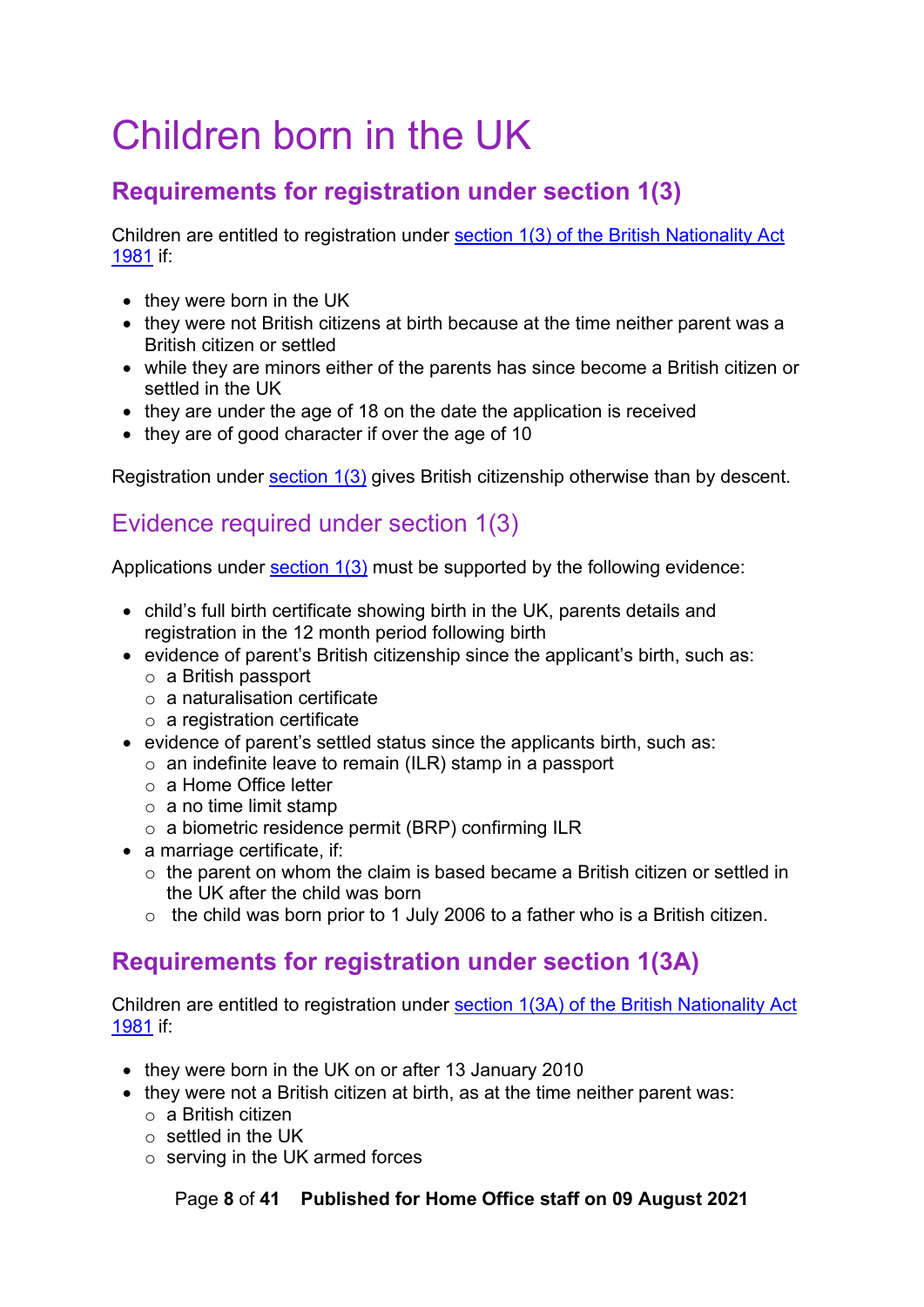# Children born in the UK

## Requirements for registration under section 1(3)

Children are entitled to registration under [section 1(3) of the British Nationality Act 1981]() if:

- they were born in the UK
- they were not British citizens at birth because at the time neither parent was a British citizen or settled
- while they are minors either of the parents has since become a British citizen or settled in the UK
- they are under the age of 18 on the date the application is received
- they are of good character if over the age of 10

Registration under [section 1(3)]() gives British citizenship otherwise than by descent.

### Evidence required under section 1(3)

Applications under [section 1(3)]() must be supported by the following evidence:

- child's full birth certificate showing birth in the UK, parents details and registration in the 12 month period following birth
- evidence of parent's British citizenship since the applicant's birth, such as:
  - a British passport
  - a naturalisation certificate
  - a registration certificate
- evidence of parent's settled status since the applicants birth, such as:
  - an indefinite leave to remain (ILR) stamp in a passport
  - a Home Office letter
  - a no time limit stamp
  - a biometric residence permit (BRP) confirming ILR
- a marriage certificate, if:
  - the parent on whom the claim is based became a British citizen or settled in the UK after the child was born
  - the child was born prior to 1 July 2006 to a father who is a British citizen.

## Requirements for registration under section 1(3A)

Children are entitled to registration under [section 1(3A) of the British Nationality Act 1981]() if:

- they were born in the UK on or after 13 January 2010
- they were not a British citizen at birth, as at the time neither parent was:
  - a British citizen
  - settled in the UK
  - serving in the UK armed forces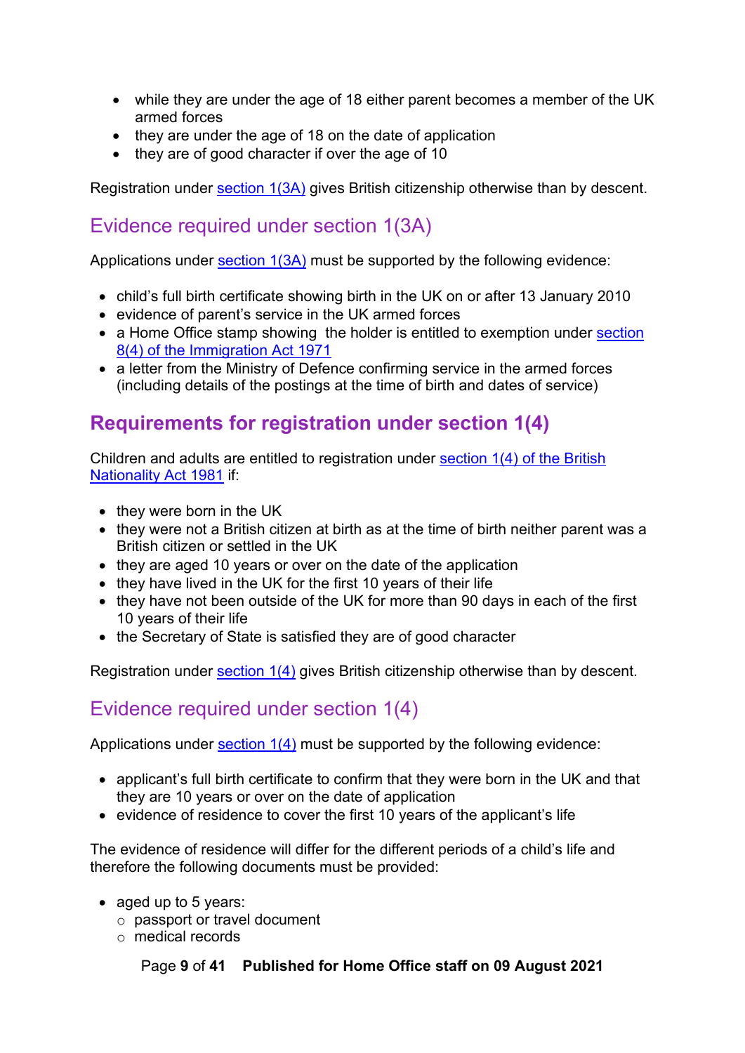- while they are under the age of 18 either parent becomes a member of the UK armed forces
- they are under the age of 18 on the date of application
- they are of good character if over the age of 10

Registration under section 1(3A) gives British citizenship otherwise than by descent.

### Evidence required under section 1(3A)

Applications under section 1(3A) must be supported by the following evidence:

- child's full birth certificate showing birth in the UK on or after 13 January 2010
- evidence of parent's service in the UK armed forces
- a Home Office stamp showing the holder is entitled to exemption under section 8(4) of the Immigration Act 1971
- a letter from the Ministry of Defence confirming service in the armed forces (including details of the postings at the time of birth and dates of service)

## Requirements for registration under section 1(4)

Children and adults are entitled to registration under section 1(4) of the British Nationality Act 1981 if:

- they were born in the UK
- they were not a British citizen at birth as at the time of birth neither parent was a British citizen or settled in the UK
- they are aged 10 years or over on the date of the application
- they have lived in the UK for the first 10 years of their life
- they have not been outside of the UK for more than 90 days in each of the first 10 years of their life
- the Secretary of State is satisfied they are of good character

Registration under section 1(4) gives British citizenship otherwise than by descent.

### Evidence required under section 1(4)

Applications under section 1(4) must be supported by the following evidence:

- applicant's full birth certificate to confirm that they were born in the UK and that they are 10 years or over on the date of application
- evidence of residence to cover the first 10 years of the applicant's life

The evidence of residence will differ for the different periods of a child's life and therefore the following documents must be provided:

- aged up to 5 years:
  - passport or travel document
  - medical records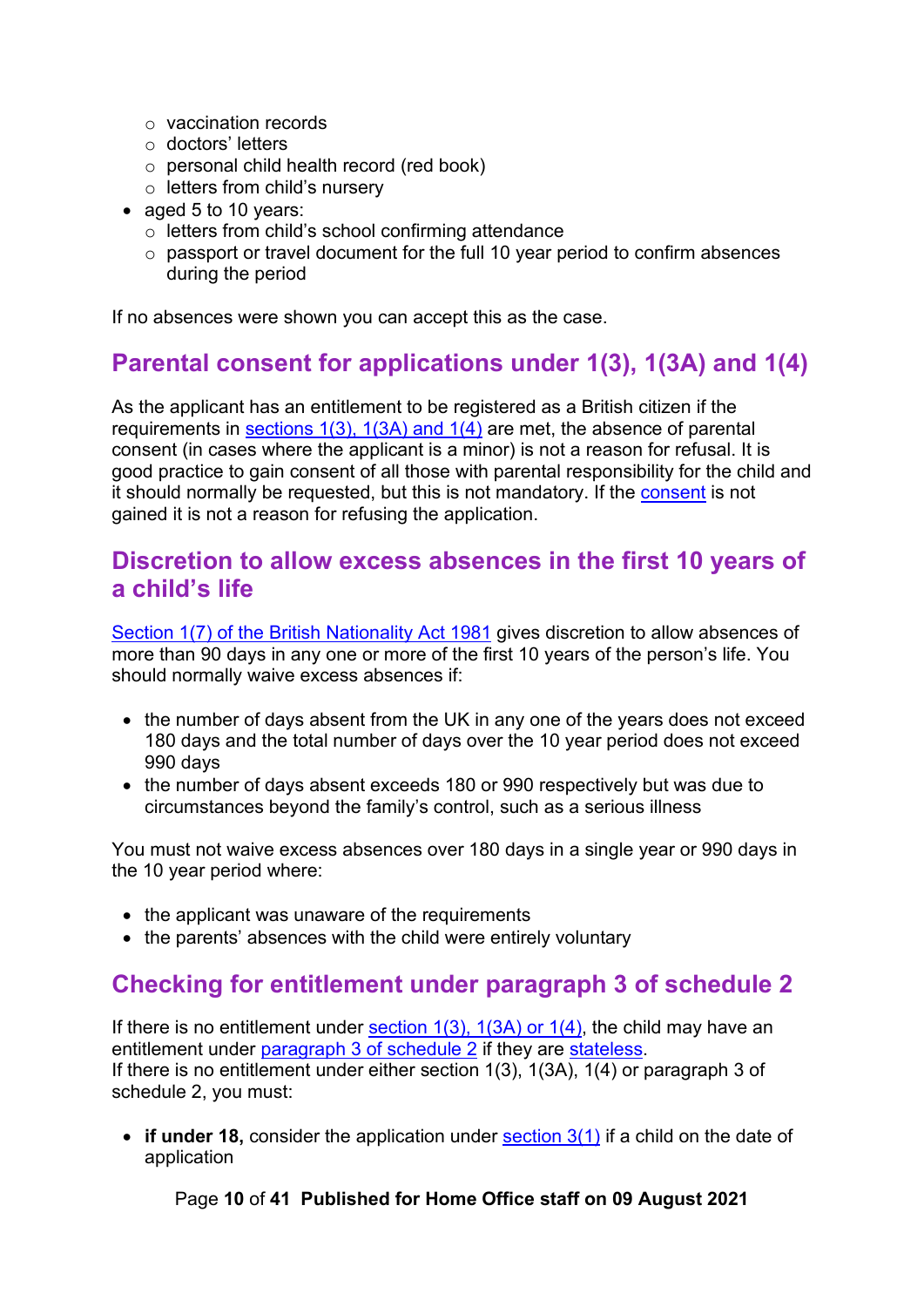- vaccination records
    - doctors' letters
    - personal child health record (red book)
    - letters from child's nursery
- aged 5 to 10 years:
    - letters from child's school confirming attendance
    - passport or travel document for the full 10 year period to confirm absences during the period

If no absences were shown you can accept this as the case.

## Parental consent for applications under 1(3), 1(3A) and 1(4)

As the applicant has an entitlement to be registered as a British citizen if the requirements in sections 1(3), 1(3A) and 1(4) are met, the absence of parental consent (in cases where the applicant is a minor) is not a reason for refusal. It is good practice to gain consent of all those with parental responsibility for the child and it should normally be requested, but this is not mandatory. If the consent is not gained it is not a reason for refusing the application.

## Discretion to allow excess absences in the first 10 years of a child's life

Section 1(7) of the British Nationality Act 1981 gives discretion to allow absences of more than 90 days in any one or more of the first 10 years of the person's life. You should normally waive excess absences if:

- the number of days absent from the UK in any one of the years does not exceed 180 days and the total number of days over the 10 year period does not exceed 990 days
- the number of days absent exceeds 180 or 990 respectively but was due to circumstances beyond the family's control, such as a serious illness

You must not waive excess absences over 180 days in a single year or 990 days in the 10 year period where:

- the applicant was unaware of the requirements
- the parents' absences with the child were entirely voluntary

## Checking for entitlement under paragraph 3 of schedule 2

If there is no entitlement under section 1(3), 1(3A) or 1(4), the child may have an entitlement under paragraph 3 of schedule 2 if they are stateless.
If there is no entitlement under either section 1(3), 1(3A), 1(4) or paragraph 3 of schedule 2, you must:

- **if under 18,** consider the application under section 3(1) if a child on the date of application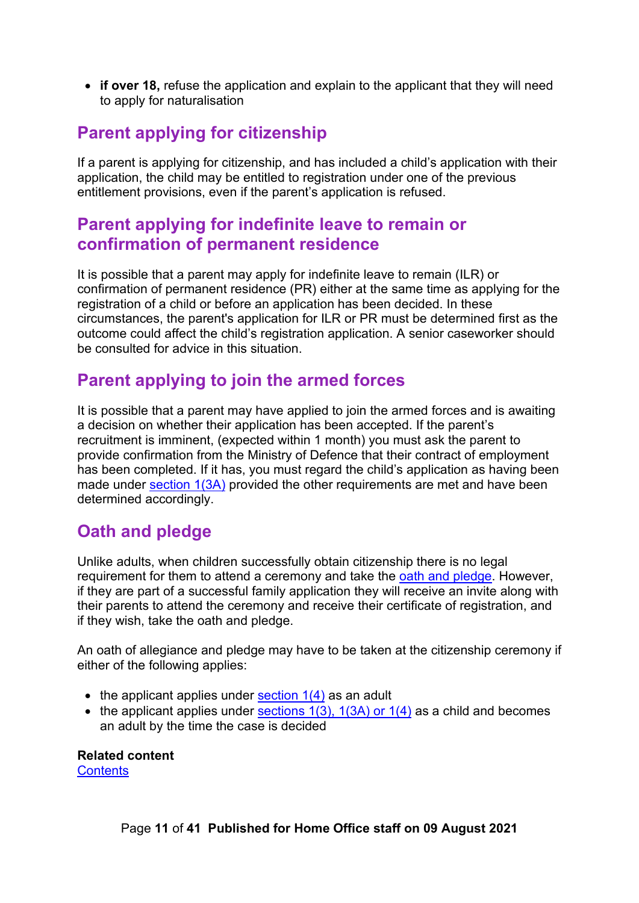- **if over 18,** refuse the application and explain to the applicant that they will need to apply for naturalisation

## Parent applying for citizenship

If a parent is applying for citizenship, and has included a child's application with their application, the child may be entitled to registration under one of the previous entitlement provisions, even if the parent's application is refused.

## Parent applying for indefinite leave to remain or confirmation of permanent residence

It is possible that a parent may apply for indefinite leave to remain (ILR) or confirmation of permanent residence (PR) either at the same time as applying for the registration of a child or before an application has been decided. In these circumstances, the parent's application for ILR or PR must be determined first as the outcome could affect the child's registration application. A senior caseworker should be consulted for advice in this situation.

## Parent applying to join the armed forces

It is possible that a parent may have applied to join the armed forces and is awaiting a decision on whether their application has been accepted. If the parent's recruitment is imminent, (expected within 1 month) you must ask the parent to provide confirmation from the Ministry of Defence that their contract of employment has been completed. If it has, you must regard the child's application as having been made under section 1(3A) provided the other requirements are met and have been determined accordingly.

## Oath and pledge

Unlike adults, when children successfully obtain citizenship there is no legal requirement for them to attend a ceremony and take the oath and pledge. However, if they are part of a successful family application they will receive an invite along with their parents to attend the ceremony and receive their certificate of registration, and if they wish, take the oath and pledge.

An oath of allegiance and pledge may have to be taken at the citizenship ceremony if either of the following applies:

- the applicant applies under section 1(4) as an adult
- the applicant applies under sections 1(3), 1(3A) or 1(4) as a child and becomes an adult by the time the case is decided

**Related content**
Contents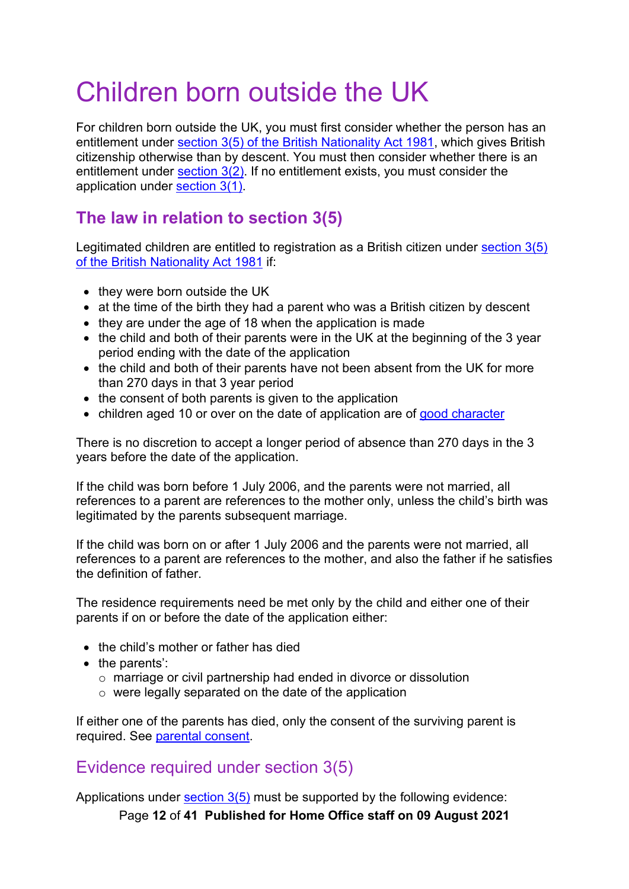# Children born outside the UK

For children born outside the UK, you must first consider whether the person has an entitlement under [section 3(5) of the British Nationality Act 1981](), which gives British citizenship otherwise than by descent. You must then consider whether there is an entitlement under [section 3(2)](). If no entitlement exists, you must consider the application under [section 3(1)]().

## The law in relation to section 3(5)

Legitimated children are entitled to registration as a British citizen under [section 3(5) of the British Nationality Act 1981]() if:

- they were born outside the UK
- at the time of the birth they had a parent who was a British citizen by descent
- they are under the age of 18 when the application is made
- the child and both of their parents were in the UK at the beginning of the 3 year period ending with the date of the application
- the child and both of their parents have not been absent from the UK for more than 270 days in that 3 year period
- the consent of both parents is given to the application
- children aged 10 or over on the date of application are of [good character]()

There is no discretion to accept a longer period of absence than 270 days in the 3 years before the date of the application.

If the child was born before 1 July 2006, and the parents were not married, all references to a parent are references to the mother only, unless the child's birth was legitimated by the parents subsequent marriage.

If the child was born on or after 1 July 2006 and the parents were not married, all references to a parent are references to the mother, and also the father if he satisfies the definition of father.

The residence requirements need be met only by the child and either one of their parents if on or before the date of the application either:

- the child's mother or father has died
- the parents':
  - marriage or civil partnership had ended in divorce or dissolution
  - were legally separated on the date of the application

If either one of the parents has died, only the consent of the surviving parent is required. See [parental consent]().

## Evidence required under section 3(5)

Applications under [section 3(5)]() must be supported by the following evidence: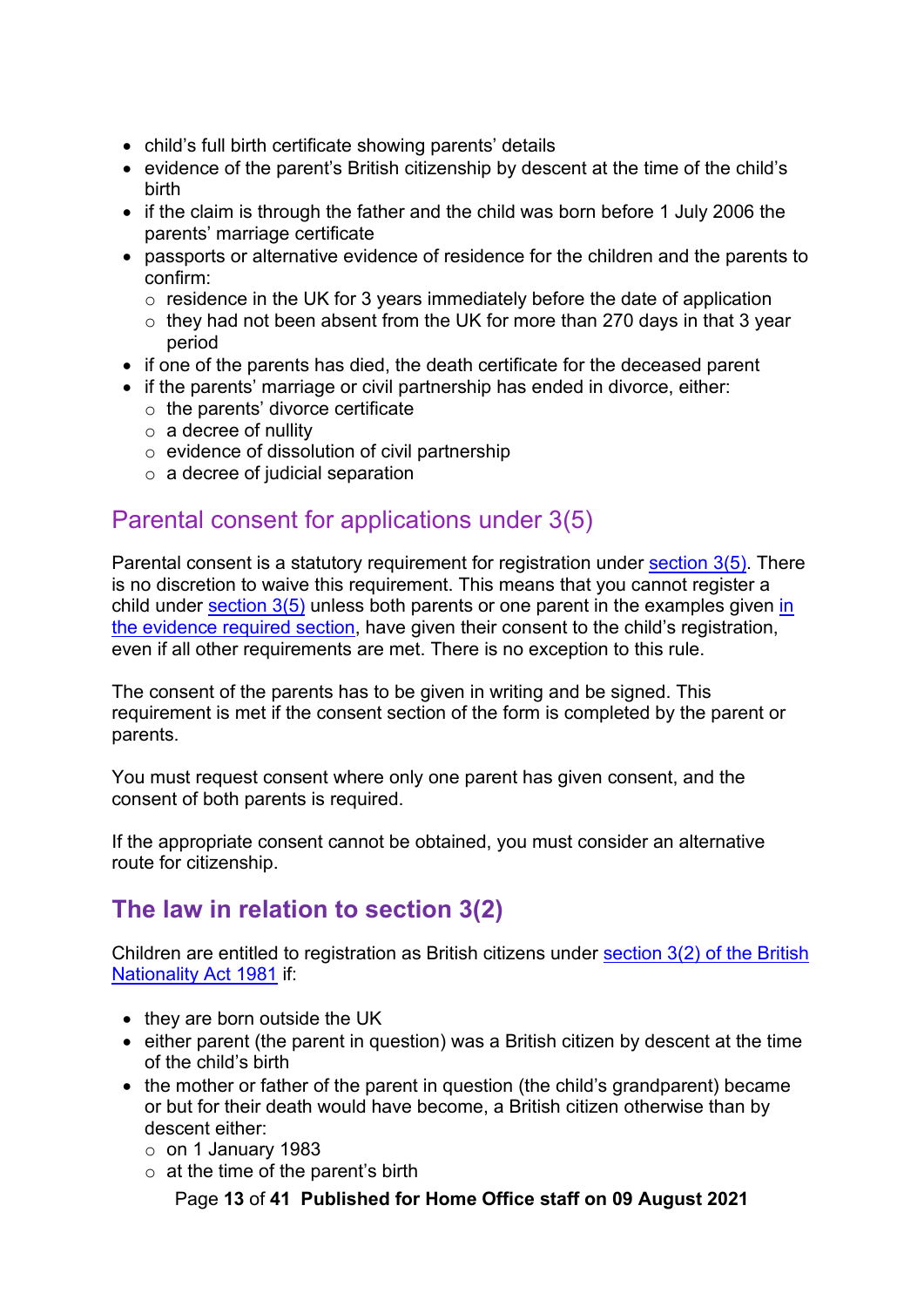- child's full birth certificate showing parents' details
- evidence of the parent's British citizenship by descent at the time of the child's birth
- if the claim is through the father and the child was born before 1 July 2006 the parents' marriage certificate
- passports or alternative evidence of residence for the children and the parents to confirm:
  - residence in the UK for 3 years immediately before the date of application
  - they had not been absent from the UK for more than 270 days in that 3 year period
- if one of the parents has died, the death certificate for the deceased parent
- if the parents' marriage or civil partnership has ended in divorce, either:
  - the parents' divorce certificate
  - a decree of nullity
  - evidence of dissolution of civil partnership
  - a decree of judicial separation

### Parental consent for applications under 3(5)

Parental consent is a statutory requirement for registration under section 3(5). There is no discretion to waive this requirement. This means that you cannot register a child under section 3(5) unless both parents or one parent in the examples given in the evidence required section, have given their consent to the child's registration, even if all other requirements are met. There is no exception to this rule.

The consent of the parents has to be given in writing and be signed. This requirement is met if the consent section of the form is completed by the parent or parents.

You must request consent where only one parent has given consent, and the consent of both parents is required.

If the appropriate consent cannot be obtained, you must consider an alternative route for citizenship.

## The law in relation to section 3(2)

Children are entitled to registration as British citizens under section 3(2) of the British Nationality Act 1981 if:

- they are born outside the UK
- either parent (the parent in question) was a British citizen by descent at the time of the child's birth
- the mother or father of the parent in question (the child's grandparent) became or but for their death would have become, a British citizen otherwise than by descent either:
  - on 1 January 1983
  - at the time of the parent's birth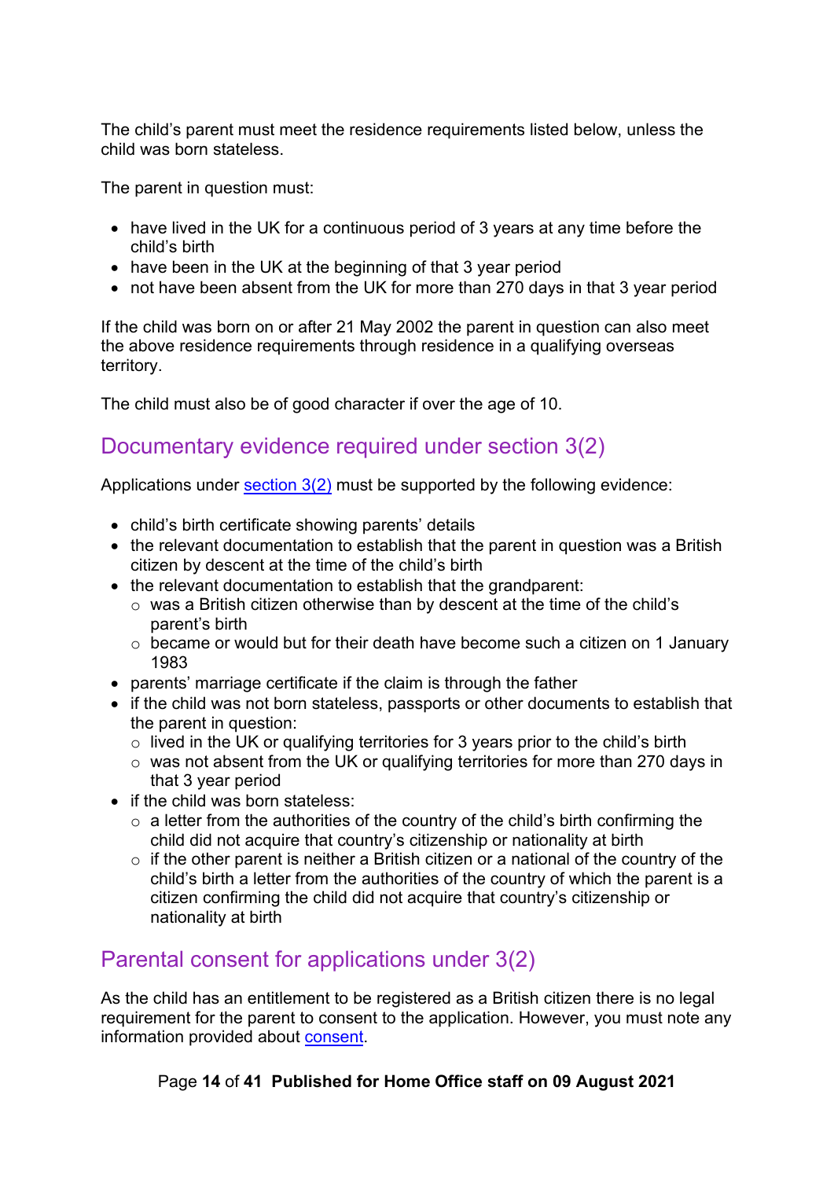The child's parent must meet the residence requirements listed below, unless the child was born stateless.

The parent in question must:

- have lived in the UK for a continuous period of 3 years at any time before the child's birth
- have been in the UK at the beginning of that 3 year period
- not have been absent from the UK for more than 270 days in that 3 year period

If the child was born on or after 21 May 2002 the parent in question can also meet the above residence requirements through residence in a qualifying overseas territory.

The child must also be of good character if over the age of 10.

## Documentary evidence required under section 3(2)

Applications under section 3(2) must be supported by the following evidence:

- child's birth certificate showing parents' details
- the relevant documentation to establish that the parent in question was a British citizen by descent at the time of the child's birth
- the relevant documentation to establish that the grandparent:
  - was a British citizen otherwise than by descent at the time of the child's parent's birth
  - became or would but for their death have become such a citizen on 1 January 1983
- parents' marriage certificate if the claim is through the father
- if the child was not born stateless, passports or other documents to establish that the parent in question:
  - lived in the UK or qualifying territories for 3 years prior to the child's birth
  - was not absent from the UK or qualifying territories for more than 270 days in that 3 year period
- if the child was born stateless:
  - a letter from the authorities of the country of the child's birth confirming the child did not acquire that country's citizenship or nationality at birth
  - if the other parent is neither a British citizen or a national of the country of the child's birth a letter from the authorities of the country of which the parent is a citizen confirming the child did not acquire that country's citizenship or nationality at birth

## Parental consent for applications under 3(2)

As the child has an entitlement to be registered as a British citizen there is no legal requirement for the parent to consent to the application. However, you must note any information provided about consent.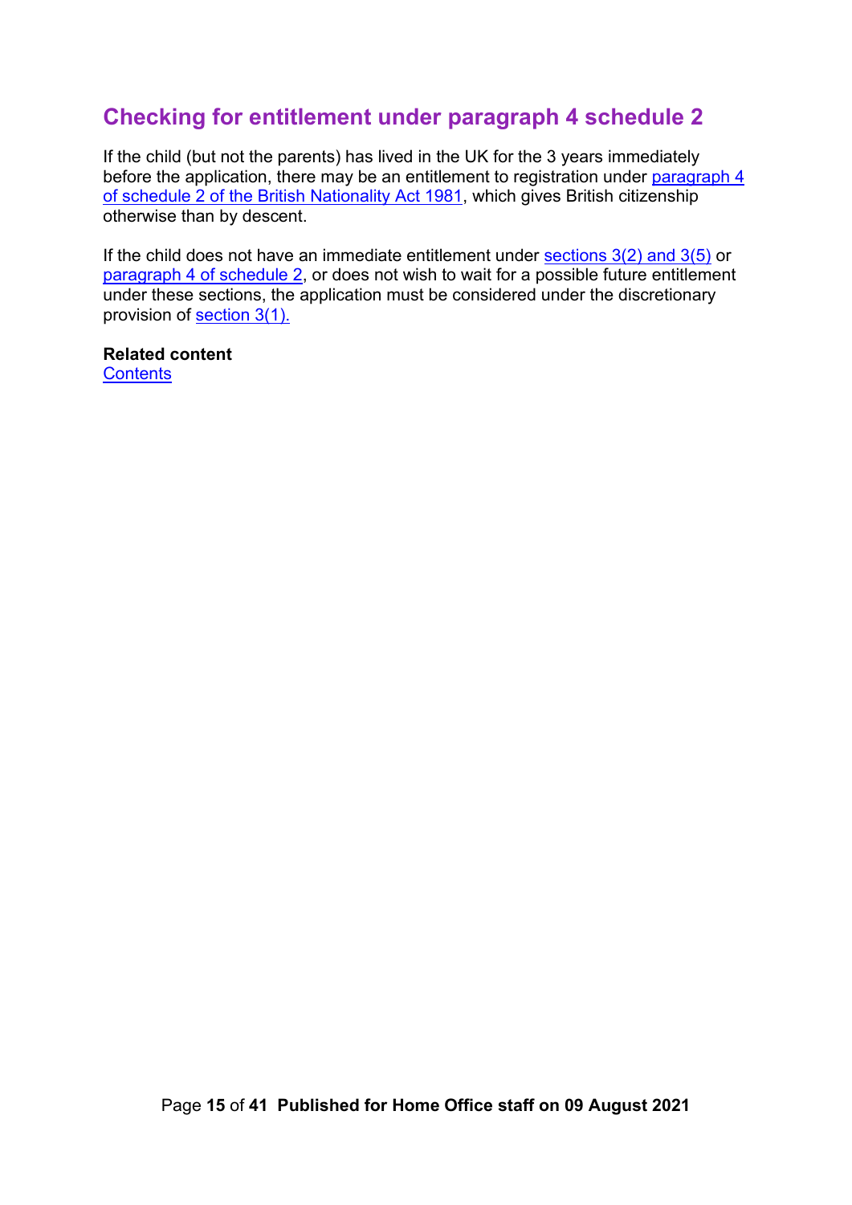## Checking for entitlement under paragraph 4 schedule 2

If the child (but not the parents) has lived in the UK for the 3 years immediately before the application, there may be an entitlement to registration under paragraph 4 of schedule 2 of the British Nationality Act 1981, which gives British citizenship otherwise than by descent.

If the child does not have an immediate entitlement under sections 3(2) and 3(5) or paragraph 4 of schedule 2, or does not wish to wait for a possible future entitlement under these sections, the application must be considered under the discretionary provision of section 3(1).

**Related content**
Contents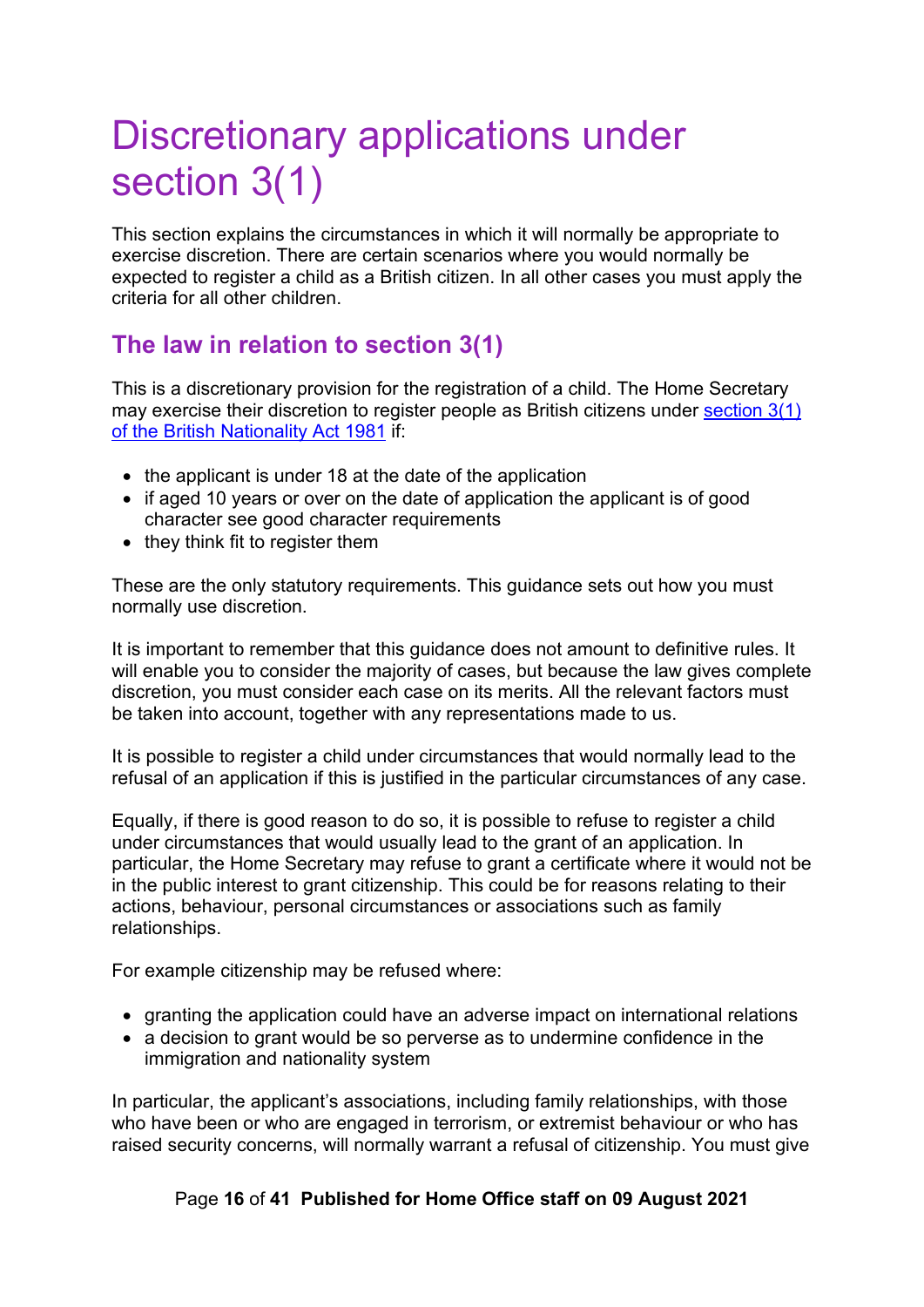# Discretionary applications under section 3(1)

This section explains the circumstances in which it will normally be appropriate to exercise discretion. There are certain scenarios where you would normally be expected to register a child as a British citizen. In all other cases you must apply the criteria for all other children.

## The law in relation to section 3(1)

This is a discretionary provision for the registration of a child. The Home Secretary may exercise their discretion to register people as British citizens under [section 3(1) of the British Nationality Act 1981]() if:

- the applicant is under 18 at the date of the application
- if aged 10 years or over on the date of application the applicant is of good character see good character requirements
- they think fit to register them

These are the only statutory requirements. This guidance sets out how you must normally use discretion.

It is important to remember that this guidance does not amount to definitive rules. It will enable you to consider the majority of cases, but because the law gives complete discretion, you must consider each case on its merits. All the relevant factors must be taken into account, together with any representations made to us.

It is possible to register a child under circumstances that would normally lead to the refusal of an application if this is justified in the particular circumstances of any case.

Equally, if there is good reason to do so, it is possible to refuse to register a child under circumstances that would usually lead to the grant of an application. In particular, the Home Secretary may refuse to grant a certificate where it would not be in the public interest to grant citizenship. This could be for reasons relating to their actions, behaviour, personal circumstances or associations such as family relationships.

For example citizenship may be refused where:

- granting the application could have an adverse impact on international relations
- a decision to grant would be so perverse as to undermine confidence in the immigration and nationality system

In particular, the applicant's associations, including family relationships, with those who have been or who are engaged in terrorism, or extremist behaviour or who has raised security concerns, will normally warrant a refusal of citizenship. You must give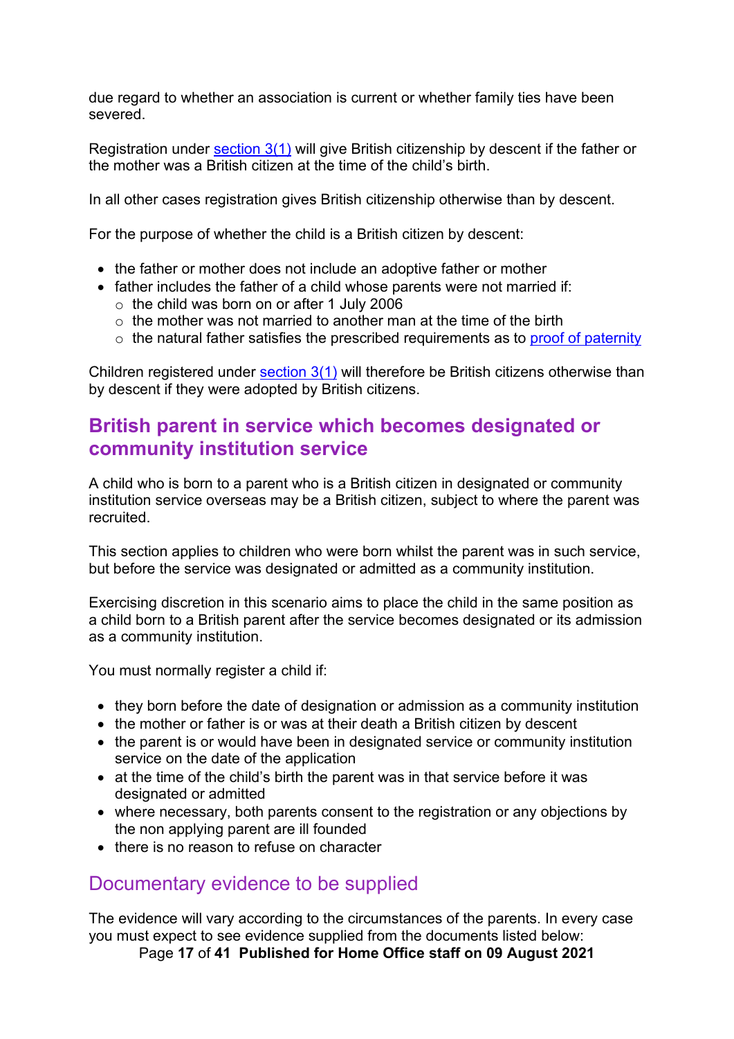due regard to whether an association is current or whether family ties have been severed.

Registration under section 3(1) will give British citizenship by descent if the father or the mother was a British citizen at the time of the child's birth.

In all other cases registration gives British citizenship otherwise than by descent.

For the purpose of whether the child is a British citizen by descent:

- the father or mother does not include an adoptive father or mother
- father includes the father of a child whose parents were not married if:
  - the child was born on or after 1 July 2006
  - the mother was not married to another man at the time of the birth
  - the natural father satisfies the prescribed requirements as to proof of paternity

Children registered under section 3(1) will therefore be British citizens otherwise than by descent if they were adopted by British citizens.

## British parent in service which becomes designated or community institution service

A child who is born to a parent who is a British citizen in designated or community institution service overseas may be a British citizen, subject to where the parent was recruited.

This section applies to children who were born whilst the parent was in such service, but before the service was designated or admitted as a community institution.

Exercising discretion in this scenario aims to place the child in the same position as a child born to a British parent after the service becomes designated or its admission as a community institution.

You must normally register a child if:

- they born before the date of designation or admission as a community institution
- the mother or father is or was at their death a British citizen by descent
- the parent is or would have been in designated service or community institution service on the date of the application
- at the time of the child's birth the parent was in that service before it was designated or admitted
- where necessary, both parents consent to the registration or any objections by the non applying parent are ill founded
- there is no reason to refuse on character

### Documentary evidence to be supplied

The evidence will vary according to the circumstances of the parents. In every case you must expect to see evidence supplied from the documents listed below: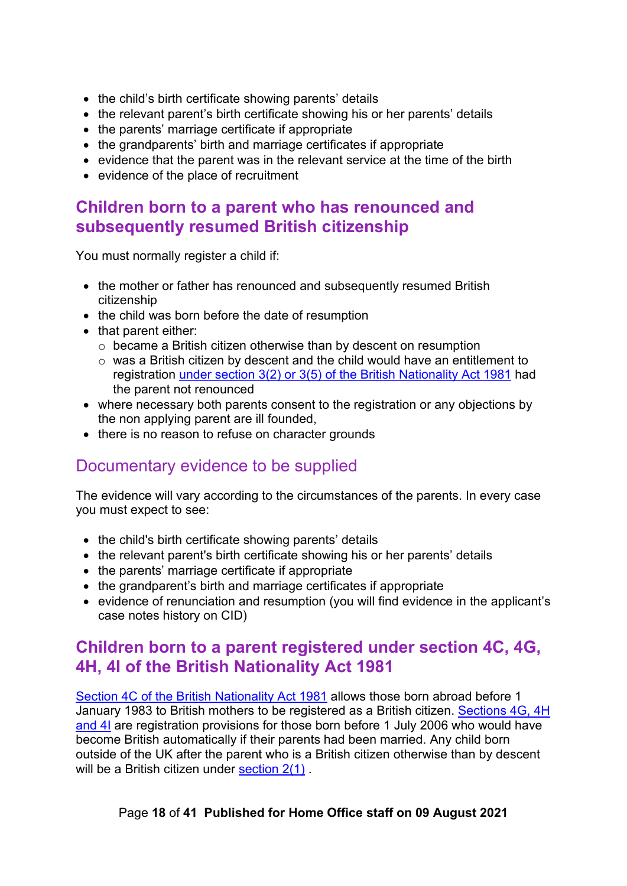- the child's birth certificate showing parents' details
- the relevant parent's birth certificate showing his or her parents' details
- the parents' marriage certificate if appropriate
- the grandparents' birth and marriage certificates if appropriate
- evidence that the parent was in the relevant service at the time of the birth
- evidence of the place of recruitment

## Children born to a parent who has renounced and subsequently resumed British citizenship

You must normally register a child if:

- the mother or father has renounced and subsequently resumed British citizenship
- the child was born before the date of resumption
- that parent either:
  - became a British citizen otherwise than by descent on resumption
  - was a British citizen by descent and the child would have an entitlement to registration under section 3(2) or 3(5) of the British Nationality Act 1981 had the parent not renounced
- where necessary both parents consent to the registration or any objections by the non applying parent are ill founded,
- there is no reason to refuse on character grounds

### Documentary evidence to be supplied

The evidence will vary according to the circumstances of the parents. In every case you must expect to see:

- the child's birth certificate showing parents' details
- the relevant parent's birth certificate showing his or her parents' details
- the parents' marriage certificate if appropriate
- the grandparent's birth and marriage certificates if appropriate
- evidence of renunciation and resumption (you will find evidence in the applicant's case notes history on CID)

## Children born to a parent registered under section 4C, 4G, 4H, 4I of the British Nationality Act 1981

Section 4C of the British Nationality Act 1981 allows those born abroad before 1 January 1983 to British mothers to be registered as a British citizen. Sections 4G, 4H and 4I are registration provisions for those born before 1 July 2006 who would have become British automatically if their parents had been married. Any child born outside of the UK after the parent who is a British citizen otherwise than by descent will be a British citizen under section 2(1) .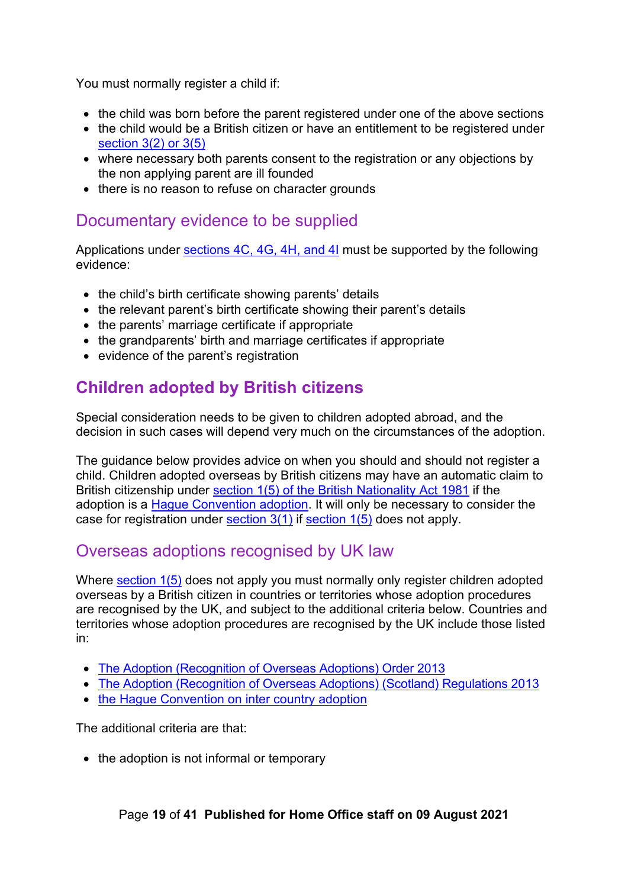You must normally register a child if:

- the child was born before the parent registered under one of the above sections
- the child would be a British citizen or have an entitlement to be registered under section 3(2) or 3(5)
- where necessary both parents consent to the registration or any objections by the non applying parent are ill founded
- there is no reason to refuse on character grounds

### Documentary evidence to be supplied

Applications under sections 4C, 4G, 4H, and 4I must be supported by the following evidence:

- the child's birth certificate showing parents' details
- the relevant parent's birth certificate showing their parent's details
- the parents' marriage certificate if appropriate
- the grandparents' birth and marriage certificates if appropriate
- evidence of the parent's registration

## Children adopted by British citizens

Special consideration needs to be given to children adopted abroad, and the decision in such cases will depend very much on the circumstances of the adoption.

The guidance below provides advice on when you should and should not register a child. Children adopted overseas by British citizens may have an automatic claim to British citizenship under section 1(5) of the British Nationality Act 1981 if the adoption is a Hague Convention adoption. It will only be necessary to consider the case for registration under section 3(1) if section 1(5) does not apply.

### Overseas adoptions recognised by UK law

Where section 1(5) does not apply you must normally only register children adopted overseas by a British citizen in countries or territories whose adoption procedures are recognised by the UK, and subject to the additional criteria below. Countries and territories whose adoption procedures are recognised by the UK include those listed in:

- The Adoption (Recognition of Overseas Adoptions) Order 2013
- The Adoption (Recognition of Overseas Adoptions) (Scotland) Regulations 2013
- the Hague Convention on inter country adoption

The additional criteria are that:

- the adoption is not informal or temporary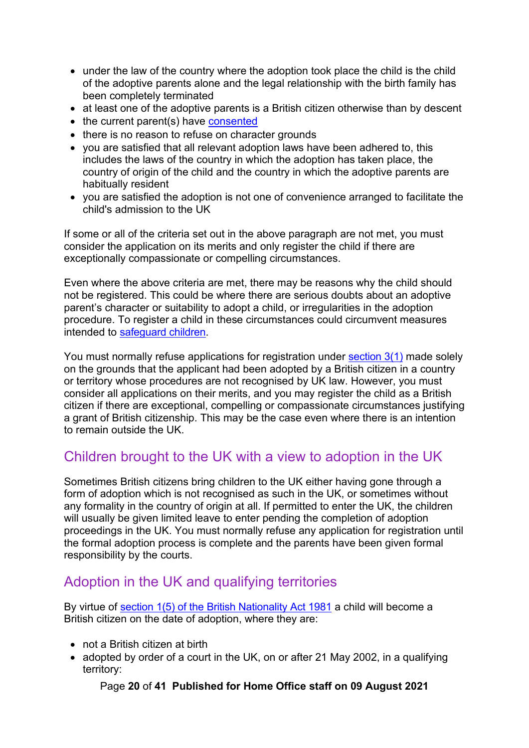- under the law of the country where the adoption took place the child is the child of the adoptive parents alone and the legal relationship with the birth family has been completely terminated
- at least one of the adoptive parents is a British citizen otherwise than by descent
- the current parent(s) have consented
- there is no reason to refuse on character grounds
- you are satisfied that all relevant adoption laws have been adhered to, this includes the laws of the country in which the adoption has taken place, the country of origin of the child and the country in which the adoptive parents are habitually resident
- you are satisfied the adoption is not one of convenience arranged to facilitate the child's admission to the UK

If some or all of the criteria set out in the above paragraph are not met, you must consider the application on its merits and only register the child if there are exceptionally compassionate or compelling circumstances.

Even where the above criteria are met, there may be reasons why the child should not be registered. This could be where there are serious doubts about an adoptive parent's character or suitability to adopt a child, or irregularities in the adoption procedure. To register a child in these circumstances could circumvent measures intended to safeguard children.

You must normally refuse applications for registration under section 3(1) made solely on the grounds that the applicant had been adopted by a British citizen in a country or territory whose procedures are not recognised by UK law. However, you must consider all applications on their merits, and you may register the child as a British citizen if there are exceptional, compelling or compassionate circumstances justifying a grant of British citizenship. This may be the case even where there is an intention to remain outside the UK.

## Children brought to the UK with a view to adoption in the UK

Sometimes British citizens bring children to the UK either having gone through a form of adoption which is not recognised as such in the UK, or sometimes without any formality in the country of origin at all. If permitted to enter the UK, the children will usually be given limited leave to enter pending the completion of adoption proceedings in the UK. You must normally refuse any application for registration until the formal adoption process is complete and the parents have been given formal responsibility by the courts.

## Adoption in the UK and qualifying territories

By virtue of section 1(5) of the British Nationality Act 1981 a child will become a British citizen on the date of adoption, where they are:

- not a British citizen at birth
- adopted by order of a court in the UK, on or after 21 May 2002, in a qualifying territory: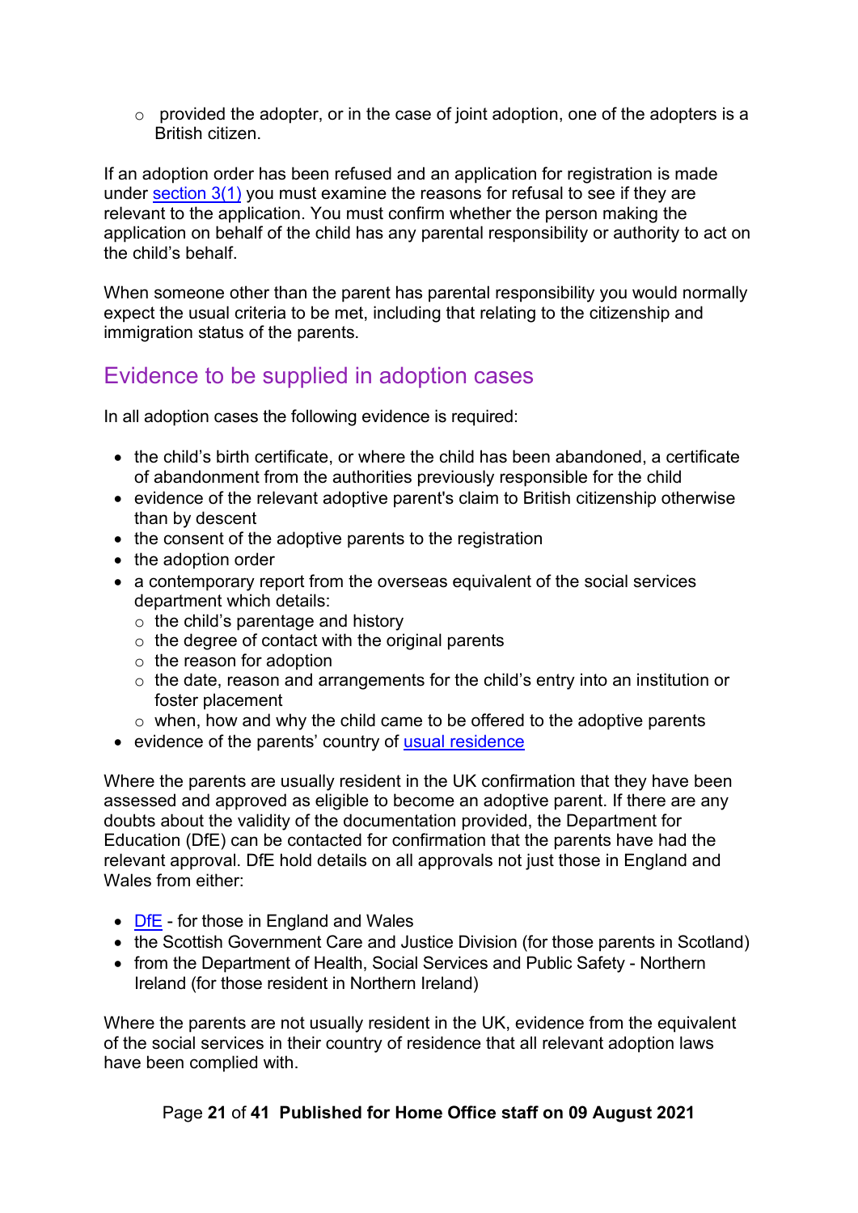- provided the adopter, or in the case of joint adoption, one of the adopters is a British citizen.

If an adoption order has been refused and an application for registration is made under section 3(1) you must examine the reasons for refusal to see if they are relevant to the application. You must confirm whether the person making the application on behalf of the child has any parental responsibility or authority to act on the child's behalf.

When someone other than the parent has parental responsibility you would normally expect the usual criteria to be met, including that relating to the citizenship and immigration status of the parents.

## Evidence to be supplied in adoption cases

In all adoption cases the following evidence is required:

- the child's birth certificate, or where the child has been abandoned, a certificate of abandonment from the authorities previously responsible for the child
- evidence of the relevant adoptive parent's claim to British citizenship otherwise than by descent
- the consent of the adoptive parents to the registration
- the adoption order
- a contemporary report from the overseas equivalent of the social services department which details:
  - the child's parentage and history
  - the degree of contact with the original parents
  - the reason for adoption
  - the date, reason and arrangements for the child's entry into an institution or foster placement
  - when, how and why the child came to be offered to the adoptive parents
- evidence of the parents' country of usual residence

Where the parents are usually resident in the UK confirmation that they have been assessed and approved as eligible to become an adoptive parent. If there are any doubts about the validity of the documentation provided, the Department for Education (DfE) can be contacted for confirmation that the parents have had the relevant approval. DfE hold details on all approvals not just those in England and Wales from either:

- DfE - for those in England and Wales
- the Scottish Government Care and Justice Division (for those parents in Scotland)
- from the Department of Health, Social Services and Public Safety - Northern Ireland (for those resident in Northern Ireland)

Where the parents are not usually resident in the UK, evidence from the equivalent of the social services in their country of residence that all relevant adoption laws have been complied with.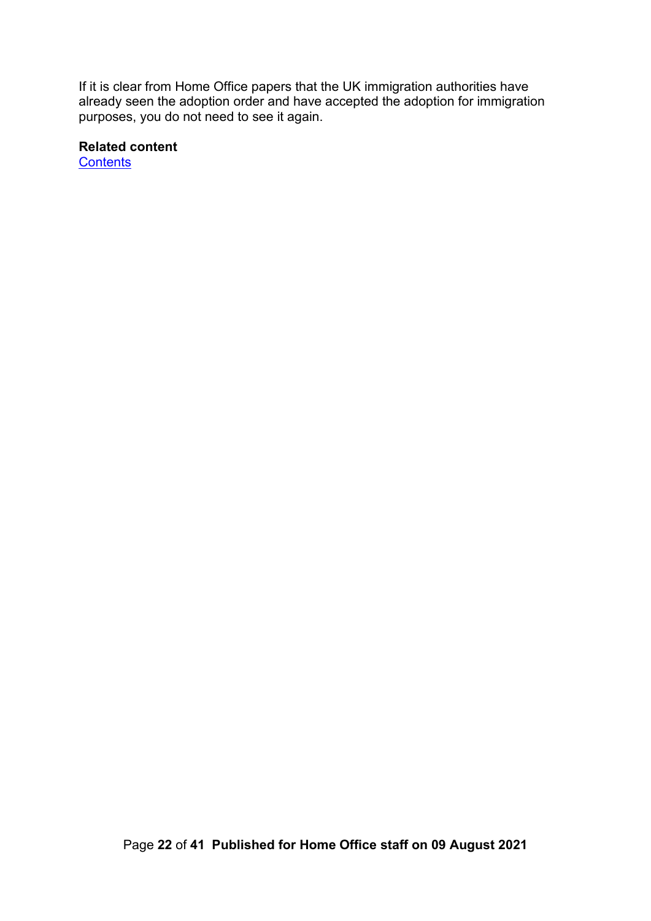If it is clear from Home Office papers that the UK immigration authorities have already seen the adoption order and have accepted the adoption for immigration purposes, you do not need to see it again.

**Related content**
[Contents]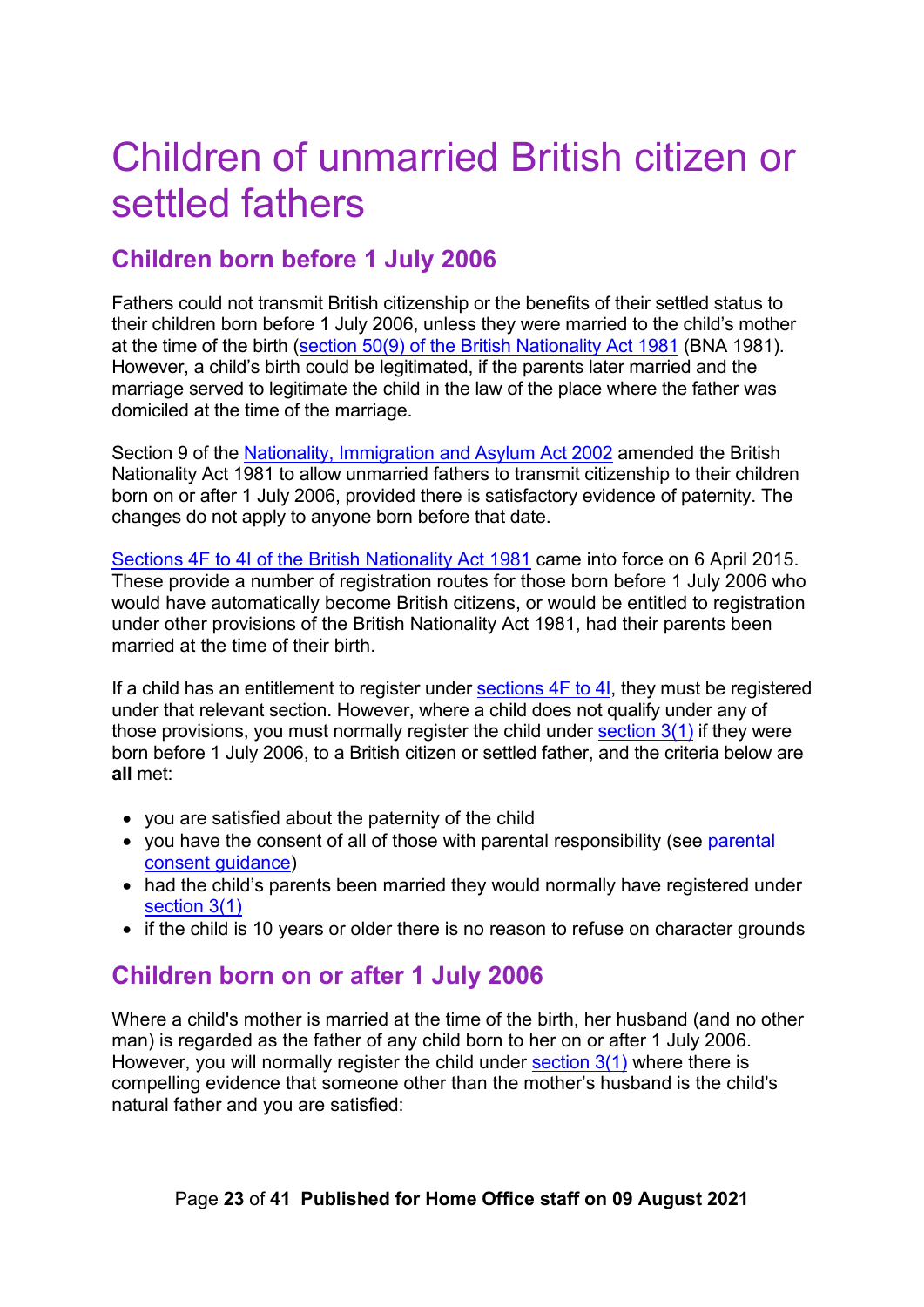# Children of unmarried British citizen or settled fathers

## Children born before 1 July 2006

Fathers could not transmit British citizenship or the benefits of their settled status to their children born before 1 July 2006, unless they were married to the child's mother at the time of the birth (section 50(9) of the British Nationality Act 1981 (BNA 1981). However, a child's birth could be legitimated, if the parents later married and the marriage served to legitimate the child in the law of the place where the father was domiciled at the time of the marriage.

Section 9 of the Nationality, Immigration and Asylum Act 2002 amended the British Nationality Act 1981 to allow unmarried fathers to transmit citizenship to their children born on or after 1 July 2006, provided there is satisfactory evidence of paternity. The changes do not apply to anyone born before that date.

Sections 4F to 4I of the British Nationality Act 1981 came into force on 6 April 2015. These provide a number of registration routes for those born before 1 July 2006 who would have automatically become British citizens, or would be entitled to registration under other provisions of the British Nationality Act 1981, had their parents been married at the time of their birth.

If a child has an entitlement to register under sections 4F to 4I, they must be registered under that relevant section. However, where a child does not qualify under any of those provisions, you must normally register the child under section 3(1) if they were born before 1 July 2006, to a British citizen or settled father, and the criteria below are **all** met:

- you are satisfied about the paternity of the child
- you have the consent of all of those with parental responsibility (see parental consent guidance)
- had the child's parents been married they would normally have registered under section 3(1)
- if the child is 10 years or older there is no reason to refuse on character grounds

## Children born on or after 1 July 2006

Where a child's mother is married at the time of the birth, her husband (and no other man) is regarded as the father of any child born to her on or after 1 July 2006. However, you will normally register the child under section 3(1) where there is compelling evidence that someone other than the mother's husband is the child's natural father and you are satisfied: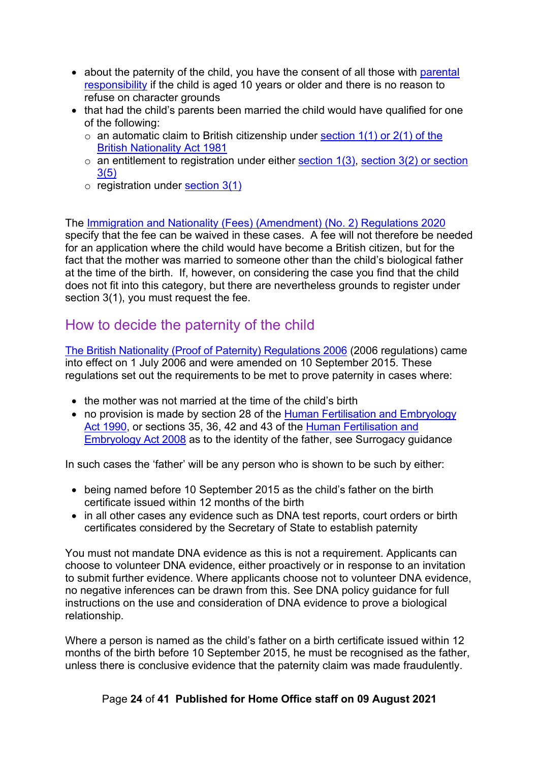- about the paternity of the child, you have the consent of all those with parental responsibility if the child is aged 10 years or older and there is no reason to refuse on character grounds
- that had the child's parents been married the child would have qualified for one of the following:
  - an automatic claim to British citizenship under section 1(1) or 2(1) of the British Nationality Act 1981
  - an entitlement to registration under either section 1(3), section 3(2) or section 3(5)
  - registration under section 3(1)

The Immigration and Nationality (Fees) (Amendment) (No. 2) Regulations 2020 specify that the fee can be waived in these cases. A fee will not therefore be needed for an application where the child would have become a British citizen, but for the fact that the mother was married to someone other than the child's biological father at the time of the birth. If, however, on considering the case you find that the child does not fit into this category, but there are nevertheless grounds to register under section 3(1), you must request the fee.

## How to decide the paternity of the child

The British Nationality (Proof of Paternity) Regulations 2006 (2006 regulations) came into effect on 1 July 2006 and were amended on 10 September 2015. These regulations set out the requirements to be met to prove paternity in cases where:

- the mother was not married at the time of the child's birth
- no provision is made by section 28 of the Human Fertilisation and Embryology Act 1990, or sections 35, 36, 42 and 43 of the Human Fertilisation and Embryology Act 2008 as to the identity of the father, see Surrogacy guidance

In such cases the 'father' will be any person who is shown to be such by either:

- being named before 10 September 2015 as the child's father on the birth certificate issued within 12 months of the birth
- in all other cases any evidence such as DNA test reports, court orders or birth certificates considered by the Secretary of State to establish paternity

You must not mandate DNA evidence as this is not a requirement. Applicants can choose to volunteer DNA evidence, either proactively or in response to an invitation to submit further evidence. Where applicants choose not to volunteer DNA evidence, no negative inferences can be drawn from this. See DNA policy guidance for full instructions on the use and consideration of DNA evidence to prove a biological relationship.

Where a person is named as the child's father on a birth certificate issued within 12 months of the birth before 10 September 2015, he must be recognised as the father, unless there is conclusive evidence that the paternity claim was made fraudulently.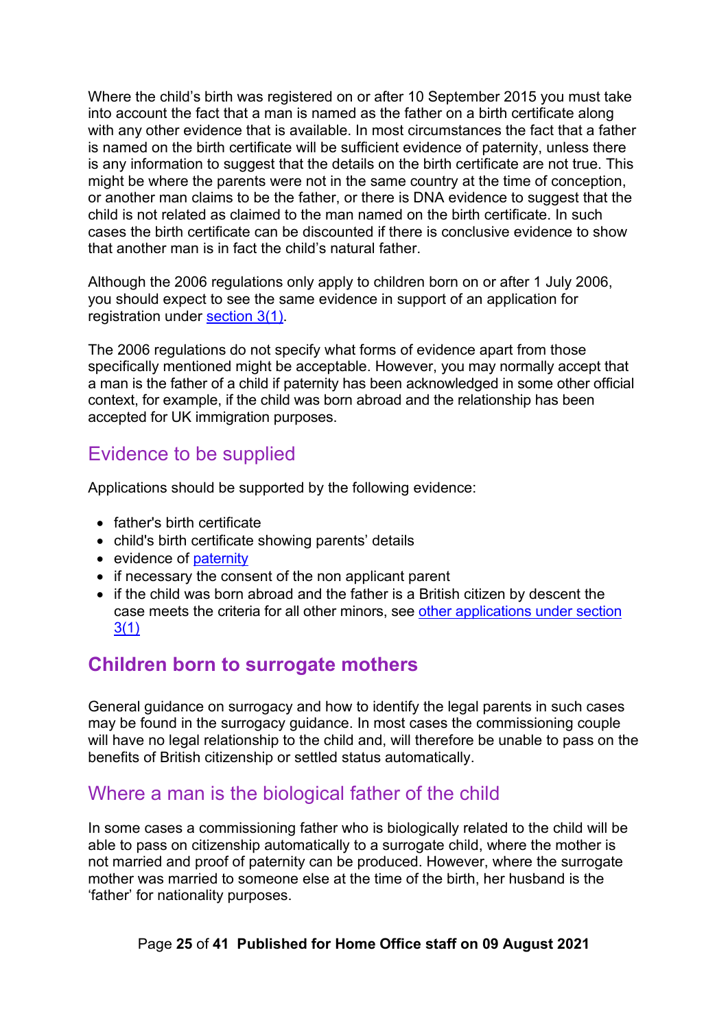Where the child's birth was registered on or after 10 September 2015 you must take into account the fact that a man is named as the father on a birth certificate along with any other evidence that is available. In most circumstances the fact that a father is named on the birth certificate will be sufficient evidence of paternity, unless there is any information to suggest that the details on the birth certificate are not true. This might be where the parents were not in the same country at the time of conception, or another man claims to be the father, or there is DNA evidence to suggest that the child is not related as claimed to the man named on the birth certificate. In such cases the birth certificate can be discounted if there is conclusive evidence to show that another man is in fact the child's natural father.

Although the 2006 regulations only apply to children born on or after 1 July 2006, you should expect to see the same evidence in support of an application for registration under section 3(1).

The 2006 regulations do not specify what forms of evidence apart from those specifically mentioned might be acceptable. However, you may normally accept that a man is the father of a child if paternity has been acknowledged in some other official context, for example, if the child was born abroad and the relationship has been accepted for UK immigration purposes.

## Evidence to be supplied

Applications should be supported by the following evidence:

- father's birth certificate
- child's birth certificate showing parents' details
- evidence of paternity
- if necessary the consent of the non applicant parent
- if the child was born abroad and the father is a British citizen by descent the case meets the criteria for all other minors, see other applications under section 3(1)

# Children born to surrogate mothers

General guidance on surrogacy and how to identify the legal parents in such cases may be found in the surrogacy guidance. In most cases the commissioning couple will have no legal relationship to the child and, will therefore be unable to pass on the benefits of British citizenship or settled status automatically.

## Where a man is the biological father of the child

In some cases a commissioning father who is biologically related to the child will be able to pass on citizenship automatically to a surrogate child, where the mother is not married and proof of paternity can be produced. However, where the surrogate mother was married to someone else at the time of the birth, her husband is the 'father' for nationality purposes.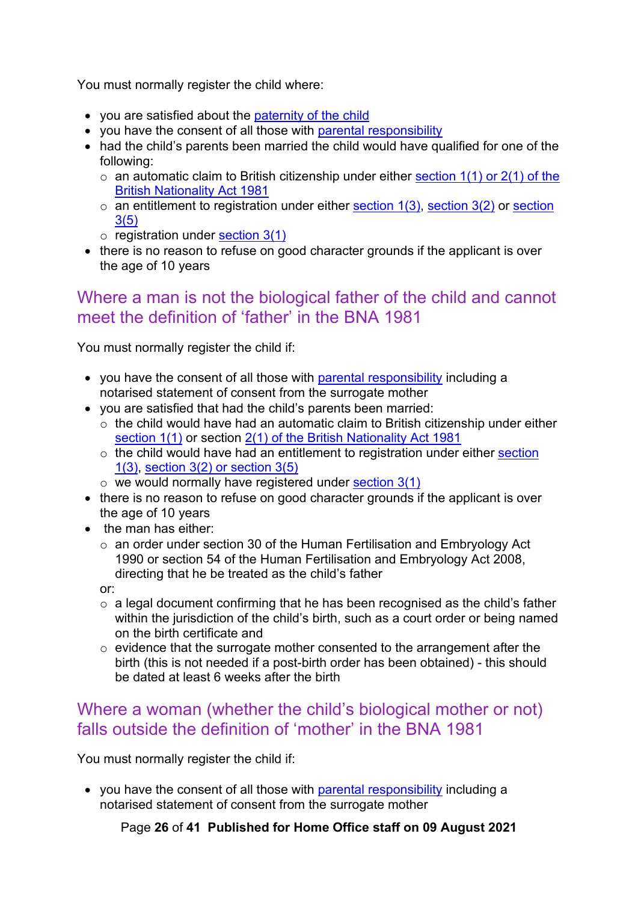You must normally register the child where:

- you are satisfied about the paternity of the child
- you have the consent of all those with parental responsibility
- had the child's parents been married the child would have qualified for one of the following:
    - an automatic claim to British citizenship under either section 1(1) or 2(1) of the British Nationality Act 1981
    - an entitlement to registration under either section 1(3), section 3(2) or section 3(5)
    - registration under section 3(1)
- there is no reason to refuse on good character grounds if the applicant is over the age of 10 years

## Where a man is not the biological father of the child and cannot meet the definition of 'father' in the BNA 1981

You must normally register the child if:

- you have the consent of all those with parental responsibility including a notarised statement of consent from the surrogate mother
- you are satisfied that had the child's parents been married:
    - the child would have had an automatic claim to British citizenship under either section 1(1) or section 2(1) of the British Nationality Act 1981
    - the child would have had an entitlement to registration under either section 1(3), section 3(2) or section 3(5)
    - we would normally have registered under section 3(1)
- there is no reason to refuse on good character grounds if the applicant is over the age of 10 years
- the man has either:
    - an order under section 30 of the Human Fertilisation and Embryology Act 1990 or section 54 of the Human Fertilisation and Embryology Act 2008, directing that he be treated as the child's father

    or:
    - a legal document confirming that he has been recognised as the child's father within the jurisdiction of the child's birth, such as a court order or being named on the birth certificate and
    - evidence that the surrogate mother consented to the arrangement after the birth (this is not needed if a post-birth order has been obtained) - this should be dated at least 6 weeks after the birth

## Where a woman (whether the child's biological mother or not) falls outside the definition of 'mother' in the BNA 1981

You must normally register the child if:

- you have the consent of all those with parental responsibility including a notarised statement of consent from the surrogate mother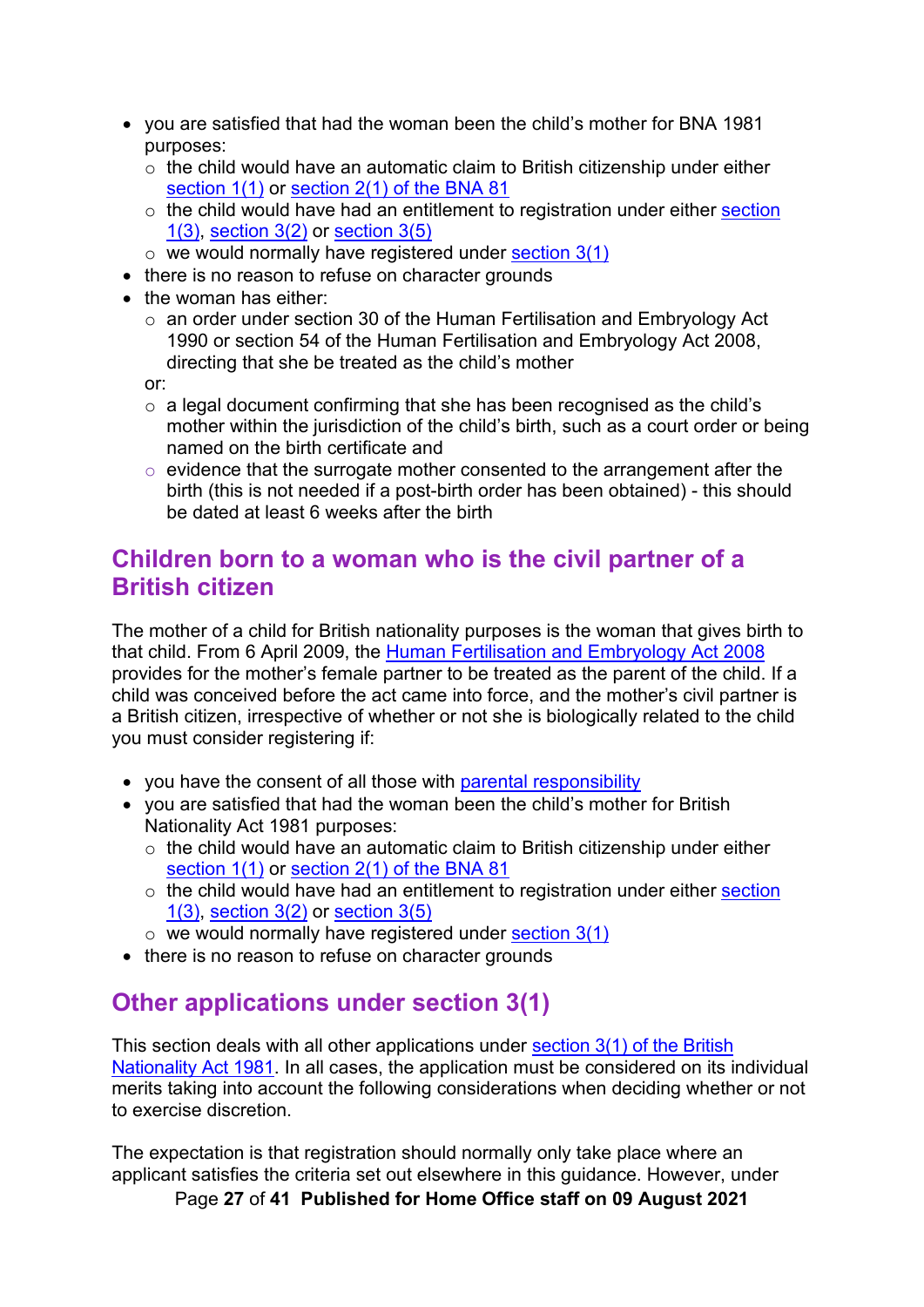- you are satisfied that had the woman been the child's mother for BNA 1981 purposes:
  - the child would have an automatic claim to British citizenship under either section 1(1) or section 2(1) of the BNA 81
  - the child would have had an entitlement to registration under either section 1(3), section 3(2) or section 3(5)
  - we would normally have registered under section 3(1)
- there is no reason to refuse on character grounds
- the woman has either:
  - an order under section 30 of the Human Fertilisation and Embryology Act 1990 or section 54 of the Human Fertilisation and Embryology Act 2008, directing that she be treated as the child's mother

  or:
  - a legal document confirming that she has been recognised as the child's mother within the jurisdiction of the child's birth, such as a court order or being named on the birth certificate and
  - evidence that the surrogate mother consented to the arrangement after the birth (this is not needed if a post-birth order has been obtained) - this should be dated at least 6 weeks after the birth

## Children born to a woman who is the civil partner of a British citizen

The mother of a child for British nationality purposes is the woman that gives birth to that child. From 6 April 2009, the Human Fertilisation and Embryology Act 2008 provides for the mother's female partner to be treated as the parent of the child. If a child was conceived before the act came into force, and the mother's civil partner is a British citizen, irrespective of whether or not she is biologically related to the child you must consider registering if:

- you have the consent of all those with parental responsibility
- you are satisfied that had the woman been the child's mother for British Nationality Act 1981 purposes:
  - the child would have an automatic claim to British citizenship under either section 1(1) or section 2(1) of the BNA 81
  - the child would have had an entitlement to registration under either section 1(3), section 3(2) or section 3(5)
  - we would normally have registered under section 3(1)
- there is no reason to refuse on character grounds

## Other applications under section 3(1)

This section deals with all other applications under section 3(1) of the British Nationality Act 1981. In all cases, the application must be considered on its individual merits taking into account the following considerations when deciding whether or not to exercise discretion.

The expectation is that registration should normally only take place where an applicant satisfies the criteria set out elsewhere in this guidance. However, under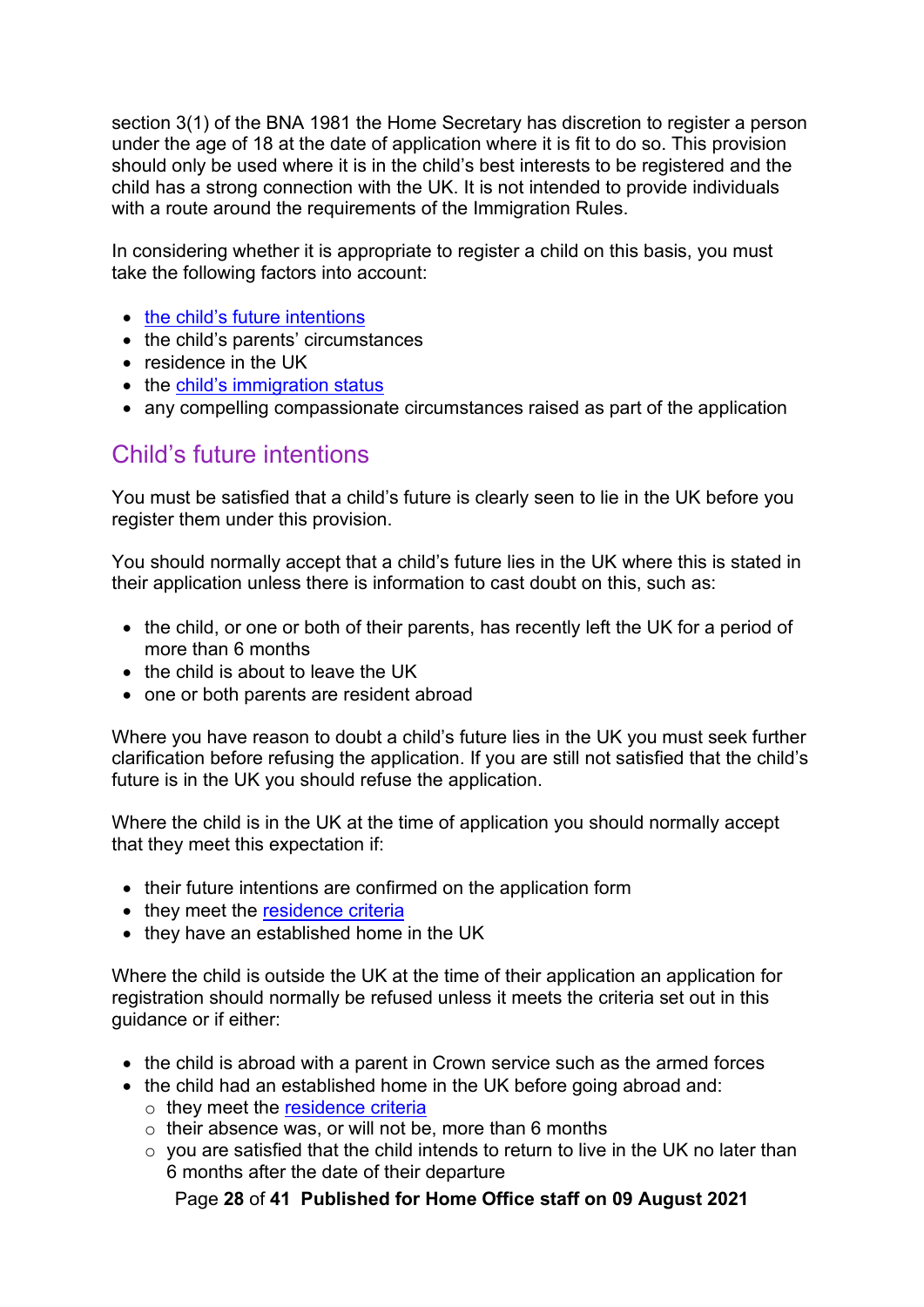section 3(1) of the BNA 1981 the Home Secretary has discretion to register a person under the age of 18 at the date of application where it is fit to do so. This provision should only be used where it is in the child's best interests to be registered and the child has a strong connection with the UK. It is not intended to provide individuals with a route around the requirements of the Immigration Rules.

In considering whether it is appropriate to register a child on this basis, you must take the following factors into account:

- the child's future intentions
- the child's parents' circumstances
- residence in the UK
- the child's immigration status
- any compelling compassionate circumstances raised as part of the application

## Child's future intentions

You must be satisfied that a child's future is clearly seen to lie in the UK before you register them under this provision.

You should normally accept that a child's future lies in the UK where this is stated in their application unless there is information to cast doubt on this, such as:

- the child, or one or both of their parents, has recently left the UK for a period of more than 6 months
- the child is about to leave the UK
- one or both parents are resident abroad

Where you have reason to doubt a child's future lies in the UK you must seek further clarification before refusing the application. If you are still not satisfied that the child's future is in the UK you should refuse the application.

Where the child is in the UK at the time of application you should normally accept that they meet this expectation if:

- their future intentions are confirmed on the application form
- they meet the residence criteria
- they have an established home in the UK

Where the child is outside the UK at the time of their application an application for registration should normally be refused unless it meets the criteria set out in this guidance or if either:

- the child is abroad with a parent in Crown service such as the armed forces
- the child had an established home in the UK before going abroad and:
  - they meet the residence criteria
  - their absence was, or will not be, more than 6 months
  - you are satisfied that the child intends to return to live in the UK no later than 6 months after the date of their departure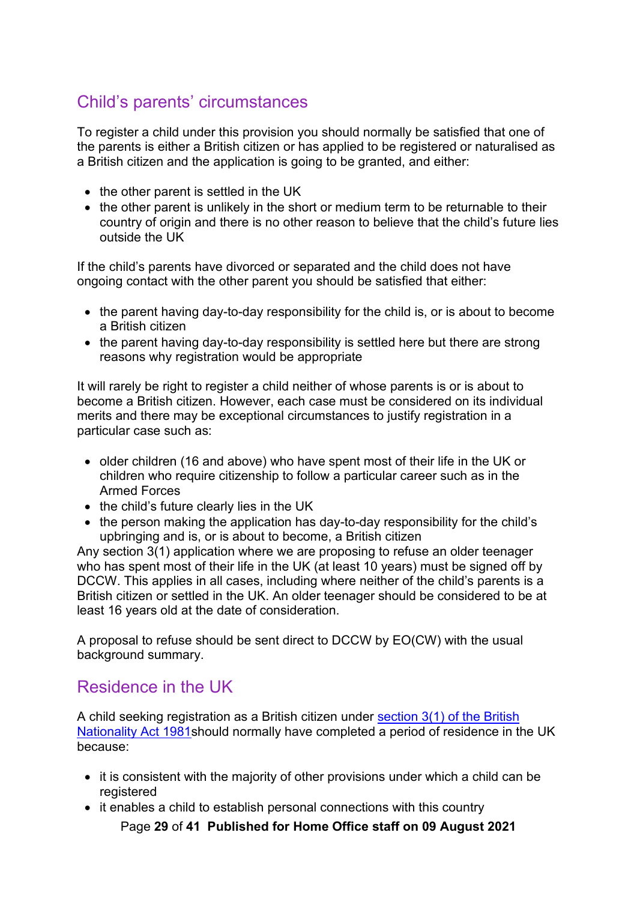## Child's parents' circumstances

To register a child under this provision you should normally be satisfied that one of the parents is either a British citizen or has applied to be registered or naturalised as a British citizen and the application is going to be granted, and either:

- the other parent is settled in the UK
- the other parent is unlikely in the short or medium term to be returnable to their country of origin and there is no other reason to believe that the child's future lies outside the UK

If the child's parents have divorced or separated and the child does not have ongoing contact with the other parent you should be satisfied that either:

- the parent having day-to-day responsibility for the child is, or is about to become a British citizen
- the parent having day-to-day responsibility is settled here but there are strong reasons why registration would be appropriate

It will rarely be right to register a child neither of whose parents is or is about to become a British citizen. However, each case must be considered on its individual merits and there may be exceptional circumstances to justify registration in a particular case such as:

- older children (16 and above) who have spent most of their life in the UK or children who require citizenship to follow a particular career such as in the Armed Forces
- the child's future clearly lies in the UK
- the person making the application has day-to-day responsibility for the child's upbringing and is, or is about to become, a British citizen

Any section 3(1) application where we are proposing to refuse an older teenager who has spent most of their life in the UK (at least 10 years) must be signed off by DCCW. This applies in all cases, including where neither of the child's parents is a British citizen or settled in the UK. An older teenager should be considered to be at least 16 years old at the date of consideration.

A proposal to refuse should be sent direct to DCCW by EO(CW) with the usual background summary.

## Residence in the UK

A child seeking registration as a British citizen under [section 3(1) of the British Nationality Act 1981](#)should normally have completed a period of residence in the UK because:

- it is consistent with the majority of other provisions under which a child can be registered
- it enables a child to establish personal connections with this country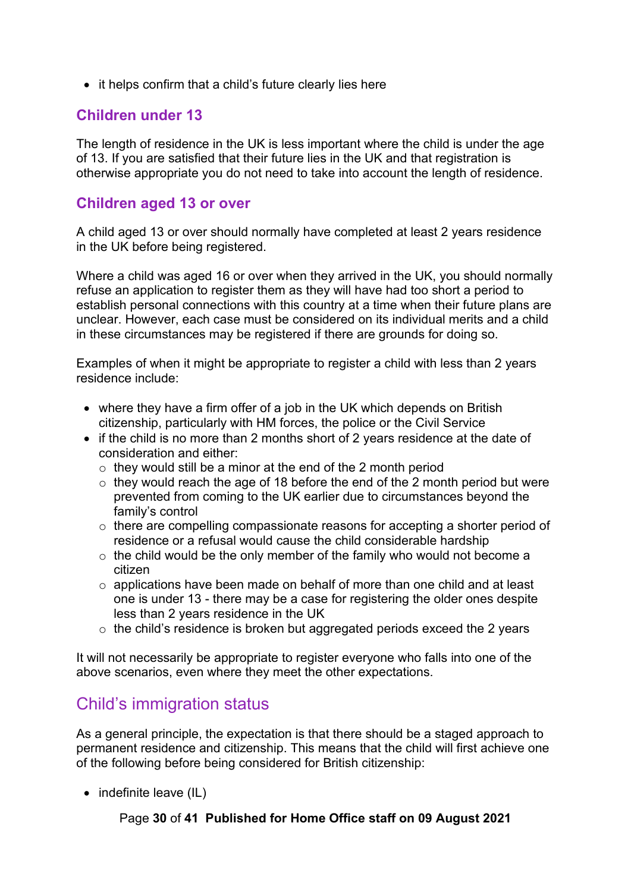- it helps confirm that a child's future clearly lies here

### Children under 13

The length of residence in the UK is less important where the child is under the age of 13. If you are satisfied that their future lies in the UK and that registration is otherwise appropriate you do not need to take into account the length of residence.

### Children aged 13 or over

A child aged 13 or over should normally have completed at least 2 years residence in the UK before being registered.

Where a child was aged 16 or over when they arrived in the UK, you should normally refuse an application to register them as they will have had too short a period to establish personal connections with this country at a time when their future plans are unclear. However, each case must be considered on its individual merits and a child in these circumstances may be registered if there are grounds for doing so.

Examples of when it might be appropriate to register a child with less than 2 years residence include:

- where they have a firm offer of a job in the UK which depends on British citizenship, particularly with HM forces, the police or the Civil Service
- if the child is no more than 2 months short of 2 years residence at the date of consideration and either:
  - they would still be a minor at the end of the 2 month period
  - they would reach the age of 18 before the end of the 2 month period but were prevented from coming to the UK earlier due to circumstances beyond the family's control
  - there are compelling compassionate reasons for accepting a shorter period of residence or a refusal would cause the child considerable hardship
  - the child would be the only member of the family who would not become a citizen
  - applications have been made on behalf of more than one child and at least one is under 13 - there may be a case for registering the older ones despite less than 2 years residence in the UK
  - the child's residence is broken but aggregated periods exceed the 2 years

It will not necessarily be appropriate to register everyone who falls into one of the above scenarios, even where they meet the other expectations.

## Child's immigration status

As a general principle, the expectation is that there should be a staged approach to permanent residence and citizenship. This means that the child will first achieve one of the following before being considered for British citizenship:

- indefinite leave (IL)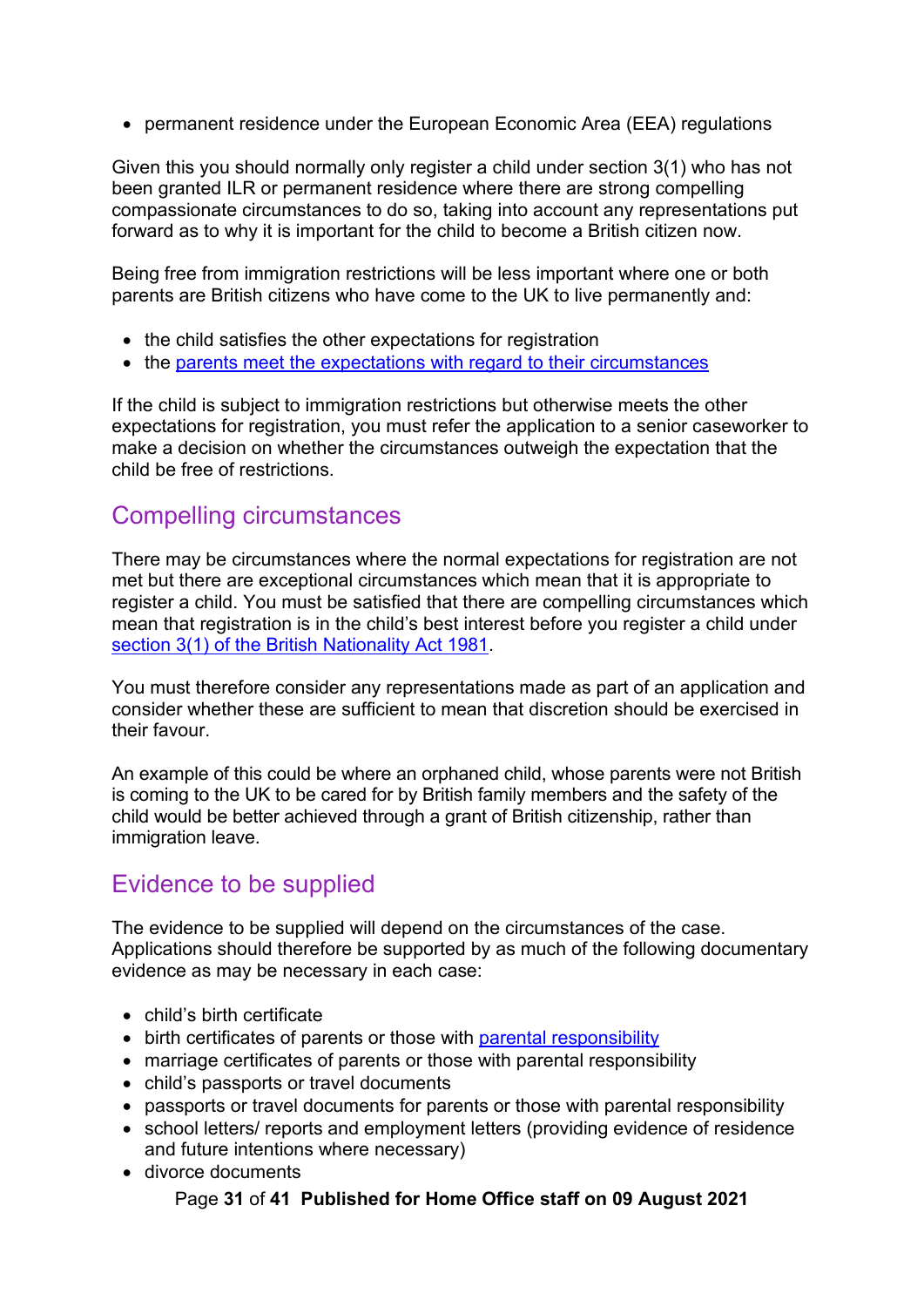- permanent residence under the European Economic Area (EEA) regulations

Given this you should normally only register a child under section 3(1) who has not been granted ILR or permanent residence where there are strong compelling compassionate circumstances to do so, taking into account any representations put forward as to why it is important for the child to become a British citizen now.

Being free from immigration restrictions will be less important where one or both parents are British citizens who have come to the UK to live permanently and:

- the child satisfies the other expectations for registration
- the parents meet the expectations with regard to their circumstances

If the child is subject to immigration restrictions but otherwise meets the other expectations for registration, you must refer the application to a senior caseworker to make a decision on whether the circumstances outweigh the expectation that the child be free of restrictions.

## Compelling circumstances

There may be circumstances where the normal expectations for registration are not met but there are exceptional circumstances which mean that it is appropriate to register a child. You must be satisfied that there are compelling circumstances which mean that registration is in the child's best interest before you register a child under section 3(1) of the British Nationality Act 1981.

You must therefore consider any representations made as part of an application and consider whether these are sufficient to mean that discretion should be exercised in their favour.

An example of this could be where an orphaned child, whose parents were not British is coming to the UK to be cared for by British family members and the safety of the child would be better achieved through a grant of British citizenship, rather than immigration leave.

## Evidence to be supplied

The evidence to be supplied will depend on the circumstances of the case. Applications should therefore be supported by as much of the following documentary evidence as may be necessary in each case:

- child's birth certificate
- birth certificates of parents or those with parental responsibility
- marriage certificates of parents or those with parental responsibility
- child's passports or travel documents
- passports or travel documents for parents or those with parental responsibility
- school letters/ reports and employment letters (providing evidence of residence and future intentions where necessary)
- divorce documents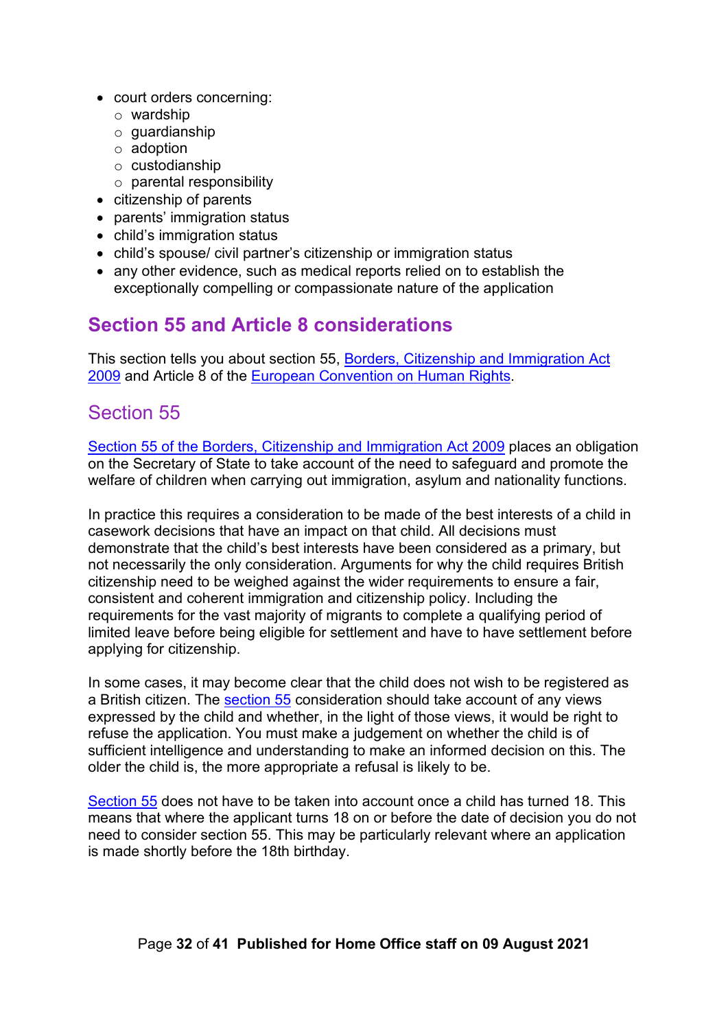- court orders concerning:
  - wardship
  - guardianship
  - adoption
  - custodianship
  - parental responsibility
- citizenship of parents
- parents' immigration status
- child's immigration status
- child's spouse/ civil partner's citizenship or immigration status
- any other evidence, such as medical reports relied on to establish the exceptionally compelling or compassionate nature of the application

## Section 55 and Article 8 considerations

This section tells you about section 55, Borders, Citizenship and Immigration Act 2009 and Article 8 of the European Convention on Human Rights.

### Section 55

Section 55 of the Borders, Citizenship and Immigration Act 2009 places an obligation on the Secretary of State to take account of the need to safeguard and promote the welfare of children when carrying out immigration, asylum and nationality functions.

In practice this requires a consideration to be made of the best interests of a child in casework decisions that have an impact on that child. All decisions must demonstrate that the child's best interests have been considered as a primary, but not necessarily the only consideration. Arguments for why the child requires British citizenship need to be weighed against the wider requirements to ensure a fair, consistent and coherent immigration and citizenship policy. Including the requirements for the vast majority of migrants to complete a qualifying period of limited leave before being eligible for settlement and have to have settlement before applying for citizenship.

In some cases, it may become clear that the child does not wish to be registered as a British citizen. The section 55 consideration should take account of any views expressed by the child and whether, in the light of those views, it would be right to refuse the application. You must make a judgement on whether the child is of sufficient intelligence and understanding to make an informed decision on this. The older the child is, the more appropriate a refusal is likely to be.

Section 55 does not have to be taken into account once a child has turned 18. This means that where the applicant turns 18 on or before the date of decision you do not need to consider section 55. This may be particularly relevant where an application is made shortly before the 18th birthday.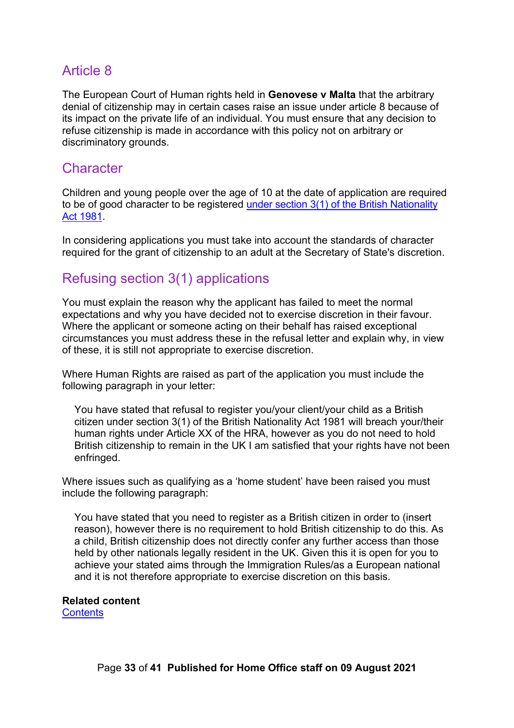## Article 8

The European Court of Human rights held in **Genovese v Malta** that the arbitrary denial of citizenship may in certain cases raise an issue under article 8 because of its impact on the private life of an individual. You must ensure that any decision to refuse citizenship is made in accordance with this policy not on arbitrary or discriminatory grounds.

## Character

Children and young people over the age of 10 at the date of application are required to be of good character to be registered under section 3(1) of the British Nationality Act 1981.

In considering applications you must take into account the standards of character required for the grant of citizenship to an adult at the Secretary of State's discretion.

## Refusing section 3(1) applications

You must explain the reason why the applicant has failed to meet the normal expectations and why you have decided not to exercise discretion in their favour. Where the applicant or someone acting on their behalf has raised exceptional circumstances you must address these in the refusal letter and explain why, in view of these, it is still not appropriate to exercise discretion.

Where Human Rights are raised as part of the application you must include the following paragraph in your letter:

> You have stated that refusal to register you/your client/your child as a British citizen under section 3(1) of the British Nationality Act 1981 will breach your/their human rights under Article XX of the HRA, however as you do not need to hold British citizenship to remain in the UK I am satisfied that your rights have not been enfringed.

Where issues such as qualifying as a 'home student' have been raised you must include the following paragraph:

> You have stated that you need to register as a British citizen in order to (insert reason), however there is no requirement to hold British citizenship to do this. As a child, British citizenship does not directly confer any further access than those held by other nationals legally resident in the UK. Given this it is open for you to achieve your stated aims through the Immigration Rules/as a European national and it is not therefore appropriate to exercise discretion on this basis.

**Related content**
Contents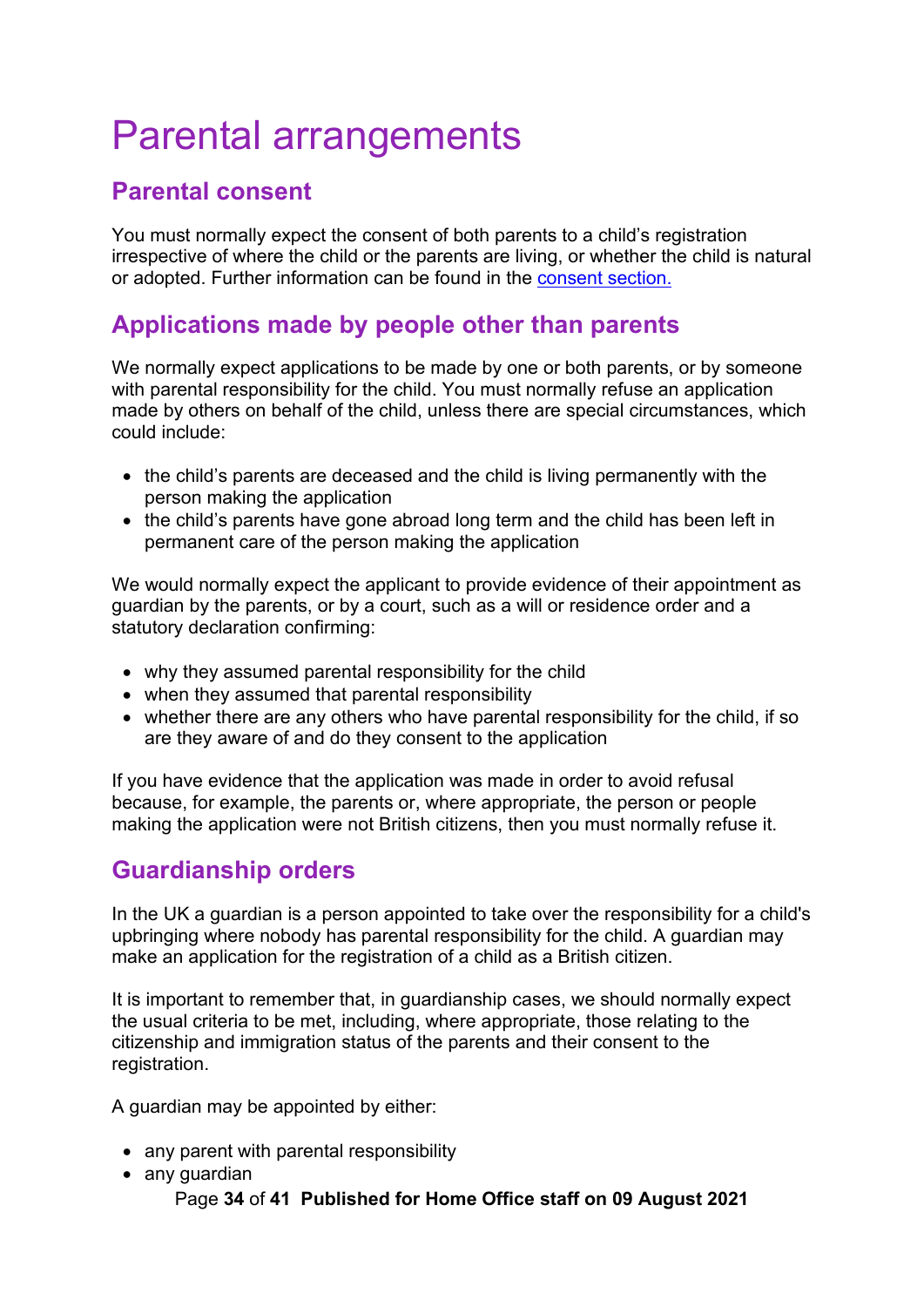# Parental arrangements

## Parental consent

You must normally expect the consent of both parents to a child's registration irrespective of where the child or the parents are living, or whether the child is natural or adopted. Further information can be found in the [consent section.](#)

## Applications made by people other than parents

We normally expect applications to be made by one or both parents, or by someone with parental responsibility for the child. You must normally refuse an application made by others on behalf of the child, unless there are special circumstances, which could include:

- the child's parents are deceased and the child is living permanently with the person making the application
- the child's parents have gone abroad long term and the child has been left in permanent care of the person making the application

We would normally expect the applicant to provide evidence of their appointment as guardian by the parents, or by a court, such as a will or residence order and a statutory declaration confirming:

- why they assumed parental responsibility for the child
- when they assumed that parental responsibility
- whether there are any others who have parental responsibility for the child, if so are they aware of and do they consent to the application

If you have evidence that the application was made in order to avoid refusal because, for example, the parents or, where appropriate, the person or people making the application were not British citizens, then you must normally refuse it.

## Guardianship orders

In the UK a guardian is a person appointed to take over the responsibility for a child's upbringing where nobody has parental responsibility for the child. A guardian may make an application for the registration of a child as a British citizen.

It is important to remember that, in guardianship cases, we should normally expect the usual criteria to be met, including, where appropriate, those relating to the citizenship and immigration status of the parents and their consent to the registration.

A guardian may be appointed by either:

- any parent with parental responsibility
- any guardian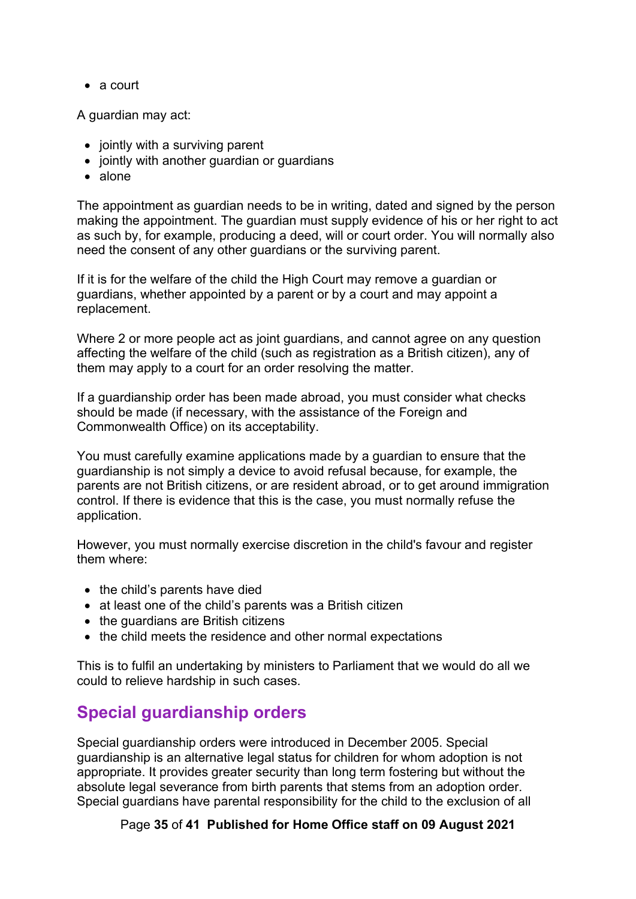- a court

A guardian may act:

- jointly with a surviving parent
- jointly with another guardian or guardians
- alone

The appointment as guardian needs to be in writing, dated and signed by the person making the appointment. The guardian must supply evidence of his or her right to act as such by, for example, producing a deed, will or court order. You will normally also need the consent of any other guardians or the surviving parent.

If it is for the welfare of the child the High Court may remove a guardian or guardians, whether appointed by a parent or by a court and may appoint a replacement.

Where 2 or more people act as joint guardians, and cannot agree on any question affecting the welfare of the child (such as registration as a British citizen), any of them may apply to a court for an order resolving the matter.

If a guardianship order has been made abroad, you must consider what checks should be made (if necessary, with the assistance of the Foreign and Commonwealth Office) on its acceptability.

You must carefully examine applications made by a guardian to ensure that the guardianship is not simply a device to avoid refusal because, for example, the parents are not British citizens, or are resident abroad, or to get around immigration control. If there is evidence that this is the case, you must normally refuse the application.

However, you must normally exercise discretion in the child's favour and register them where:

- the child's parents have died
- at least one of the child's parents was a British citizen
- the guardians are British citizens
- the child meets the residence and other normal expectations

This is to fulfil an undertaking by ministers to Parliament that we would do all we could to relieve hardship in such cases.

## Special guardianship orders

Special guardianship orders were introduced in December 2005. Special guardianship is an alternative legal status for children for whom adoption is not appropriate. It provides greater security than long term fostering but without the absolute legal severance from birth parents that stems from an adoption order. Special guardians have parental responsibility for the child to the exclusion of all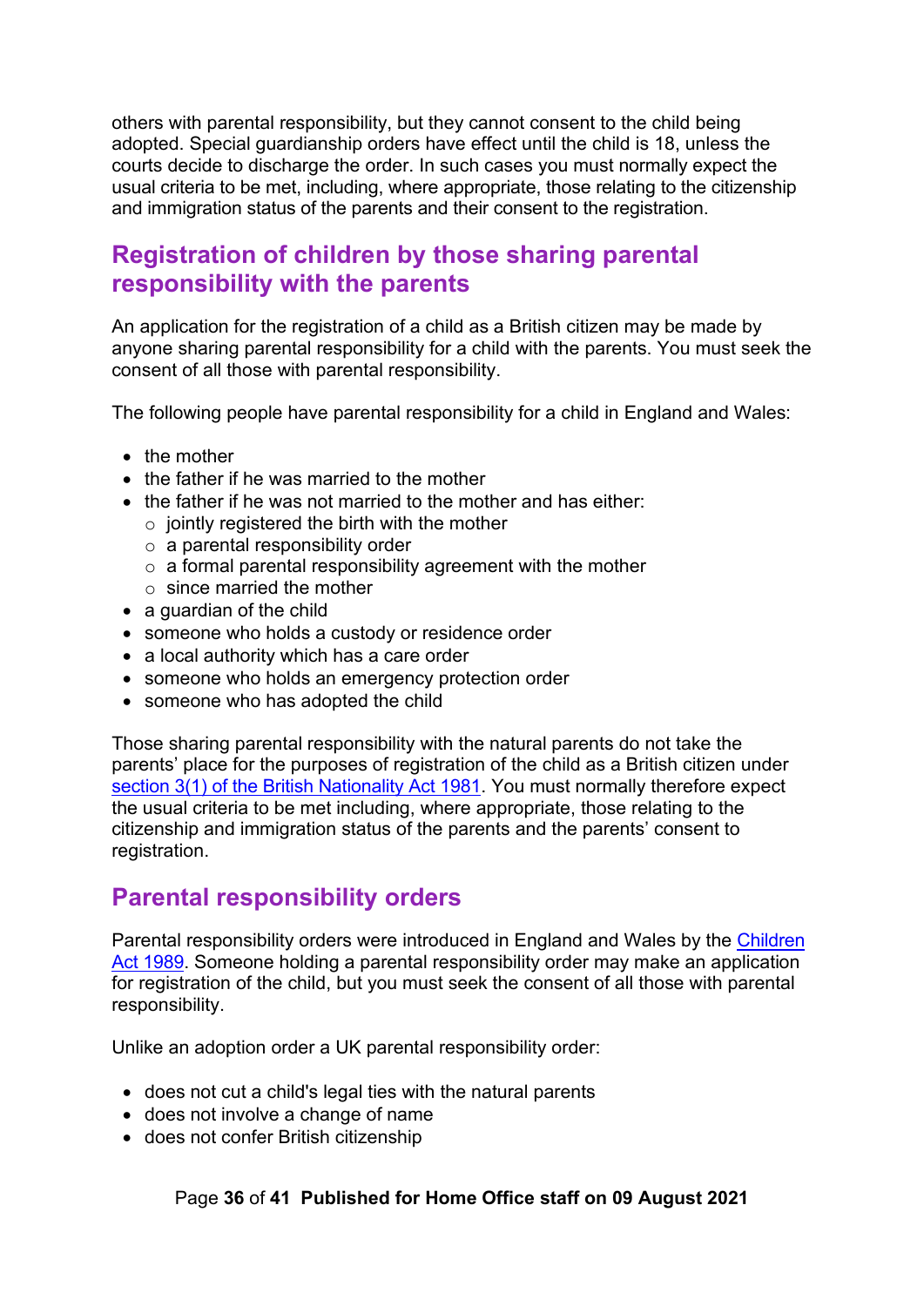others with parental responsibility, but they cannot consent to the child being adopted. Special guardianship orders have effect until the child is 18, unless the courts decide to discharge the order. In such cases you must normally expect the usual criteria to be met, including, where appropriate, those relating to the citizenship and immigration status of the parents and their consent to the registration.

## Registration of children by those sharing parental responsibility with the parents

An application for the registration of a child as a British citizen may be made by anyone sharing parental responsibility for a child with the parents. You must seek the consent of all those with parental responsibility.

The following people have parental responsibility for a child in England and Wales:

- the mother
- the father if he was married to the mother
- the father if he was not married to the mother and has either:
  - jointly registered the birth with the mother
  - a parental responsibility order
  - a formal parental responsibility agreement with the mother
  - since married the mother
- a guardian of the child
- someone who holds a custody or residence order
- a local authority which has a care order
- someone who holds an emergency protection order
- someone who has adopted the child

Those sharing parental responsibility with the natural parents do not take the parents' place for the purposes of registration of the child as a British citizen under [section 3(1) of the British Nationality Act 1981](). You must normally therefore expect the usual criteria to be met including, where appropriate, those relating to the citizenship and immigration status of the parents and the parents' consent to registration.

## Parental responsibility orders

Parental responsibility orders were introduced in England and Wales by the [Children Act 1989](). Someone holding a parental responsibility order may make an application for registration of the child, but you must seek the consent of all those with parental responsibility.

Unlike an adoption order a UK parental responsibility order:

- does not cut a child's legal ties with the natural parents
- does not involve a change of name
- does not confer British citizenship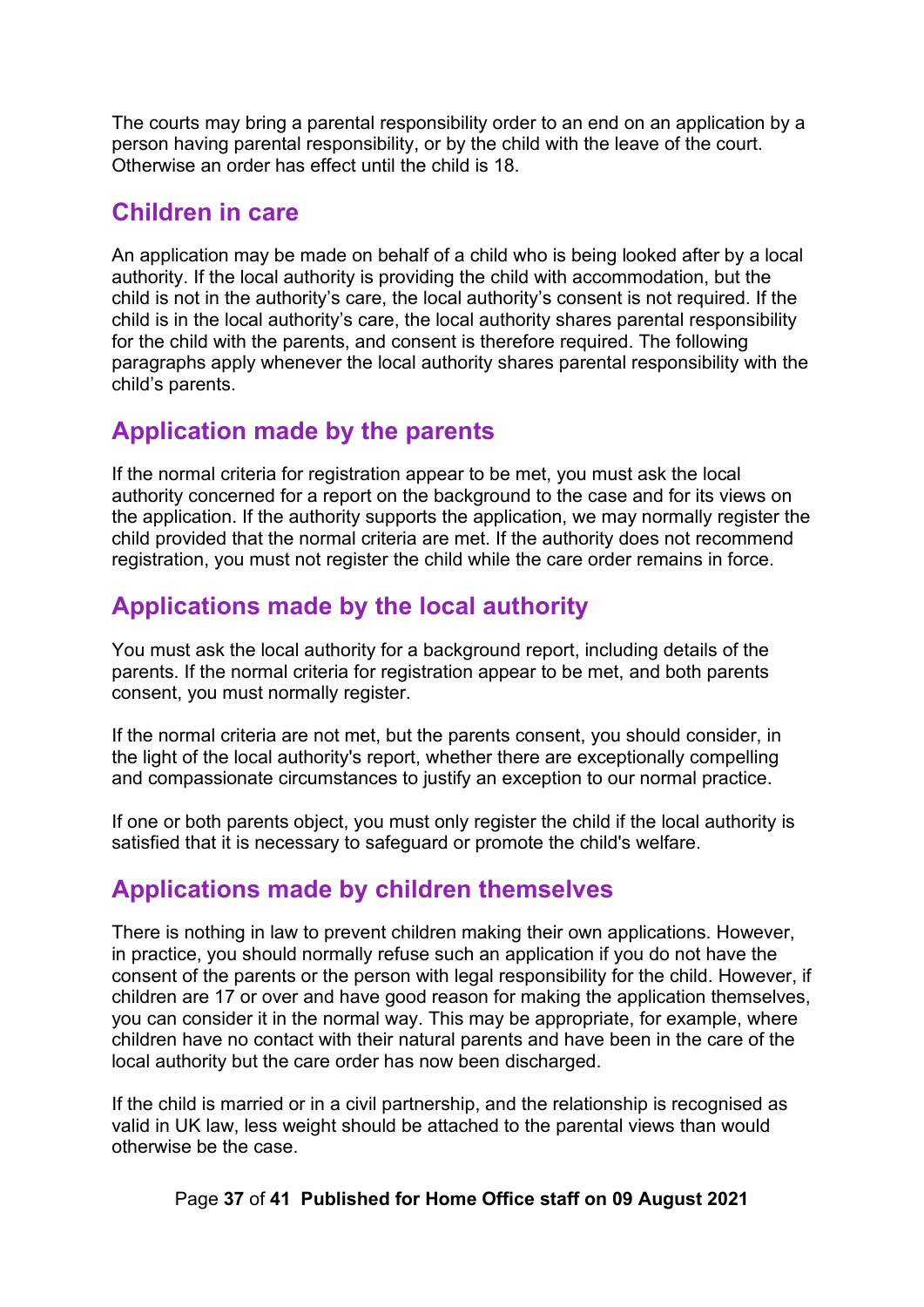The courts may bring a parental responsibility order to an end on an application by a person having parental responsibility, or by the child with the leave of the court. Otherwise an order has effect until the child is 18.

## Children in care

An application may be made on behalf of a child who is being looked after by a local authority. If the local authority is providing the child with accommodation, but the child is not in the authority's care, the local authority's consent is not required. If the child is in the local authority's care, the local authority shares parental responsibility for the child with the parents, and consent is therefore required. The following paragraphs apply whenever the local authority shares parental responsibility with the child's parents.

## Application made by the parents

If the normal criteria for registration appear to be met, you must ask the local authority concerned for a report on the background to the case and for its views on the application. If the authority supports the application, we may normally register the child provided that the normal criteria are met. If the authority does not recommend registration, you must not register the child while the care order remains in force.

## Applications made by the local authority

You must ask the local authority for a background report, including details of the parents. If the normal criteria for registration appear to be met, and both parents consent, you must normally register.

If the normal criteria are not met, but the parents consent, you should consider, in the light of the local authority's report, whether there are exceptionally compelling and compassionate circumstances to justify an exception to our normal practice.

If one or both parents object, you must only register the child if the local authority is satisfied that it is necessary to safeguard or promote the child's welfare.

## Applications made by children themselves

There is nothing in law to prevent children making their own applications. However, in practice, you should normally refuse such an application if you do not have the consent of the parents or the person with legal responsibility for the child. However, if children are 17 or over and have good reason for making the application themselves, you can consider it in the normal way. This may be appropriate, for example, where children have no contact with their natural parents and have been in the care of the local authority but the care order has now been discharged.

If the child is married or in a civil partnership, and the relationship is recognised as valid in UK law, less weight should be attached to the parental views than would otherwise be the case.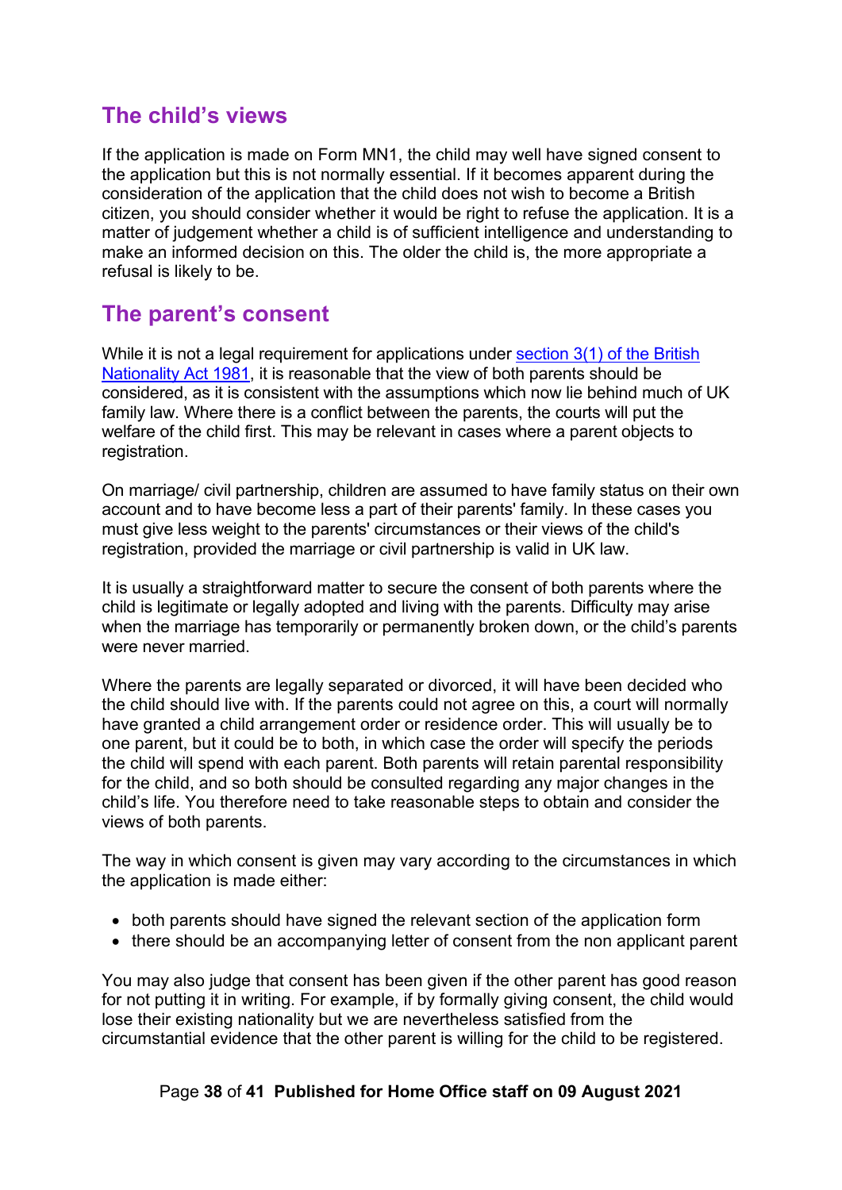## The child's views

If the application is made on Form MN1, the child may well have signed consent to the application but this is not normally essential. If it becomes apparent during the consideration of the application that the child does not wish to become a British citizen, you should consider whether it would be right to refuse the application. It is a matter of judgement whether a child is of sufficient intelligence and understanding to make an informed decision on this. The older the child is, the more appropriate a refusal is likely to be.

## The parent's consent

While it is not a legal requirement for applications under [section 3(1) of the British Nationality Act 1981](), it is reasonable that the view of both parents should be considered, as it is consistent with the assumptions which now lie behind much of UK family law. Where there is a conflict between the parents, the courts will put the welfare of the child first. This may be relevant in cases where a parent objects to registration.

On marriage/ civil partnership, children are assumed to have family status on their own account and to have become less a part of their parents' family. In these cases you must give less weight to the parents' circumstances or their views of the child's registration, provided the marriage or civil partnership is valid in UK law.

It is usually a straightforward matter to secure the consent of both parents where the child is legitimate or legally adopted and living with the parents. Difficulty may arise when the marriage has temporarily or permanently broken down, or the child's parents were never married.

Where the parents are legally separated or divorced, it will have been decided who the child should live with. If the parents could not agree on this, a court will normally have granted a child arrangement order or residence order. This will usually be to one parent, but it could be to both, in which case the order will specify the periods the child will spend with each parent. Both parents will retain parental responsibility for the child, and so both should be consulted regarding any major changes in the child's life. You therefore need to take reasonable steps to obtain and consider the views of both parents.

The way in which consent is given may vary according to the circumstances in which the application is made either:

- both parents should have signed the relevant section of the application form
- there should be an accompanying letter of consent from the non applicant parent

You may also judge that consent has been given if the other parent has good reason for not putting it in writing. For example, if by formally giving consent, the child would lose their existing nationality but we are nevertheless satisfied from the circumstantial evidence that the other parent is willing for the child to be registered.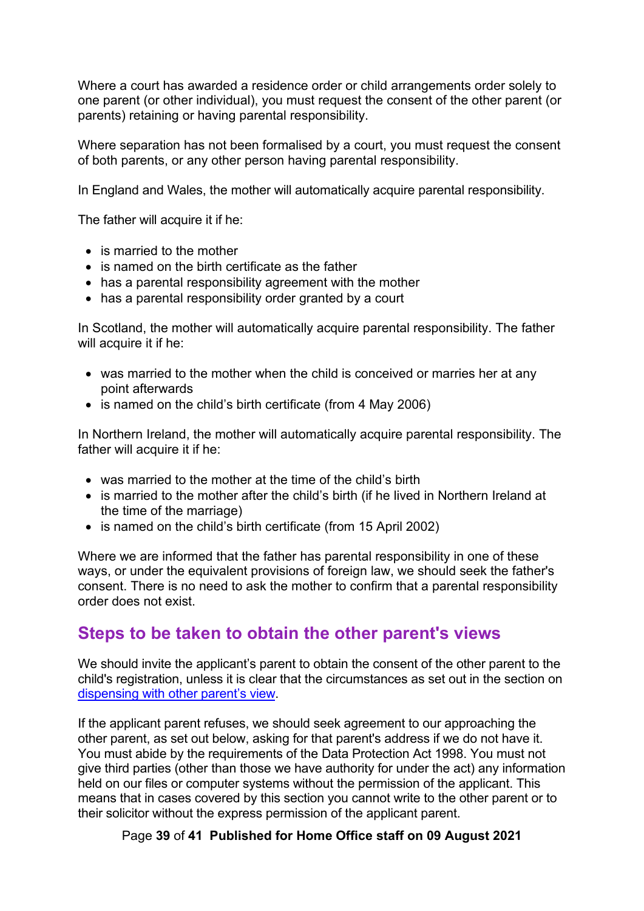Where a court has awarded a residence order or child arrangements order solely to one parent (or other individual), you must request the consent of the other parent (or parents) retaining or having parental responsibility.

Where separation has not been formalised by a court, you must request the consent of both parents, or any other person having parental responsibility.

In England and Wales, the mother will automatically acquire parental responsibility.

The father will acquire it if he:

- is married to the mother
- is named on the birth certificate as the father
- has a parental responsibility agreement with the mother
- has a parental responsibility order granted by a court

In Scotland, the mother will automatically acquire parental responsibility. The father will acquire it if he:

- was married to the mother when the child is conceived or marries her at any point afterwards
- is named on the child's birth certificate (from 4 May 2006)

In Northern Ireland, the mother will automatically acquire parental responsibility. The father will acquire it if he:

- was married to the mother at the time of the child's birth
- is married to the mother after the child's birth (if he lived in Northern Ireland at the time of the marriage)
- is named on the child's birth certificate (from 15 April 2002)

Where we are informed that the father has parental responsibility in one of these ways, or under the equivalent provisions of foreign law, we should seek the father's consent. There is no need to ask the mother to confirm that a parental responsibility order does not exist.

## Steps to be taken to obtain the other parent's views

We should invite the applicant's parent to obtain the consent of the other parent to the child's registration, unless it is clear that the circumstances as set out in the section on [dispensing with other parent's view](#).

If the applicant parent refuses, we should seek agreement to our approaching the other parent, as set out below, asking for that parent's address if we do not have it. You must abide by the requirements of the Data Protection Act 1998. You must not give third parties (other than those we have authority for under the act) any information held on our files or computer systems without the permission of the applicant. This means that in cases covered by this section you cannot write to the other parent or to their solicitor without the express permission of the applicant parent.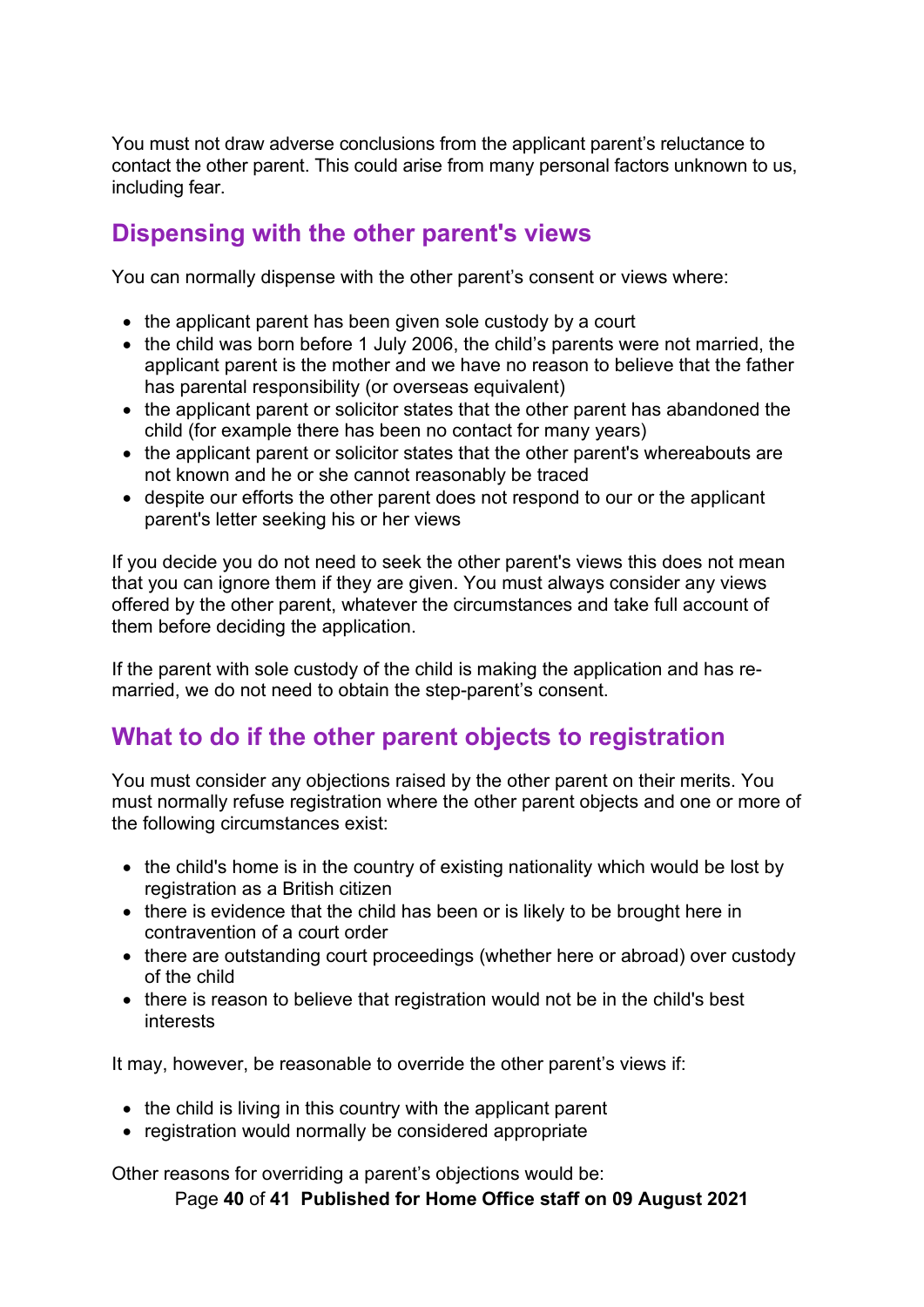You must not draw adverse conclusions from the applicant parent's reluctance to contact the other parent. This could arise from many personal factors unknown to us, including fear.

## Dispensing with the other parent's views

You can normally dispense with the other parent's consent or views where:

- the applicant parent has been given sole custody by a court
- the child was born before 1 July 2006, the child's parents were not married, the applicant parent is the mother and we have no reason to believe that the father has parental responsibility (or overseas equivalent)
- the applicant parent or solicitor states that the other parent has abandoned the child (for example there has been no contact for many years)
- the applicant parent or solicitor states that the other parent's whereabouts are not known and he or she cannot reasonably be traced
- despite our efforts the other parent does not respond to our or the applicant parent's letter seeking his or her views

If you decide you do not need to seek the other parent's views this does not mean that you can ignore them if they are given. You must always consider any views offered by the other parent, whatever the circumstances and take full account of them before deciding the application.

If the parent with sole custody of the child is making the application and has re-married, we do not need to obtain the step-parent's consent.

## What to do if the other parent objects to registration

You must consider any objections raised by the other parent on their merits. You must normally refuse registration where the other parent objects and one or more of the following circumstances exist:

- the child's home is in the country of existing nationality which would be lost by registration as a British citizen
- there is evidence that the child has been or is likely to be brought here in contravention of a court order
- there are outstanding court proceedings (whether here or abroad) over custody of the child
- there is reason to believe that registration would not be in the child's best interests

It may, however, be reasonable to override the other parent's views if:

- the child is living in this country with the applicant parent
- registration would normally be considered appropriate

Other reasons for overriding a parent's objections would be: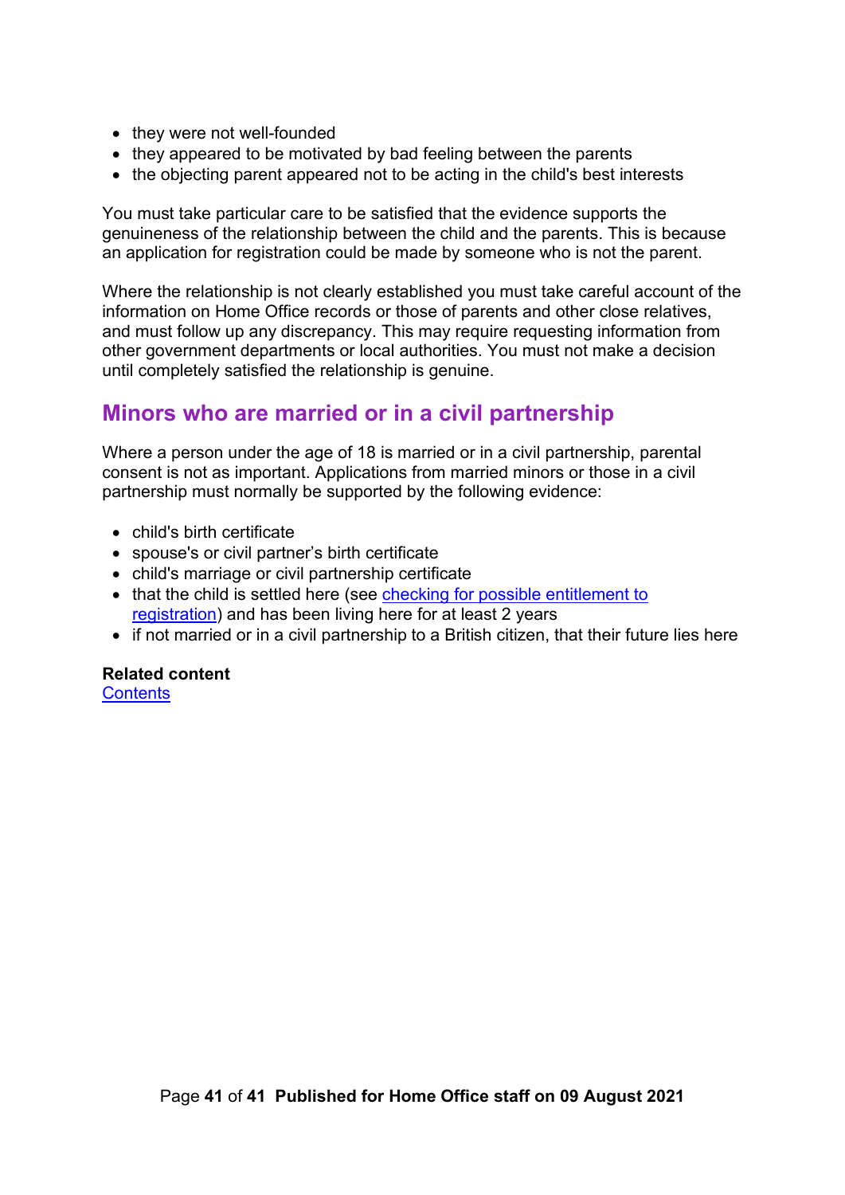- they were not well-founded
- they appeared to be motivated by bad feeling between the parents
- the objecting parent appeared not to be acting in the child's best interests

You must take particular care to be satisfied that the evidence supports the genuineness of the relationship between the child and the parents. This is because an application for registration could be made by someone who is not the parent.

Where the relationship is not clearly established you must take careful account of the information on Home Office records or those of parents and other close relatives, and must follow up any discrepancy. This may require requesting information from other government departments or local authorities. You must not make a decision until completely satisfied the relationship is genuine.

## Minors who are married or in a civil partnership

Where a person under the age of 18 is married or in a civil partnership, parental consent is not as important. Applications from married minors or those in a civil partnership must normally be supported by the following evidence:

- child's birth certificate
- spouse's or civil partner's birth certificate
- child's marriage or civil partnership certificate
- that the child is settled here (see checking for possible entitlement to registration) and has been living here for at least 2 years
- if not married or in a civil partnership to a British citizen, that their future lies here

**Related content**
Contents